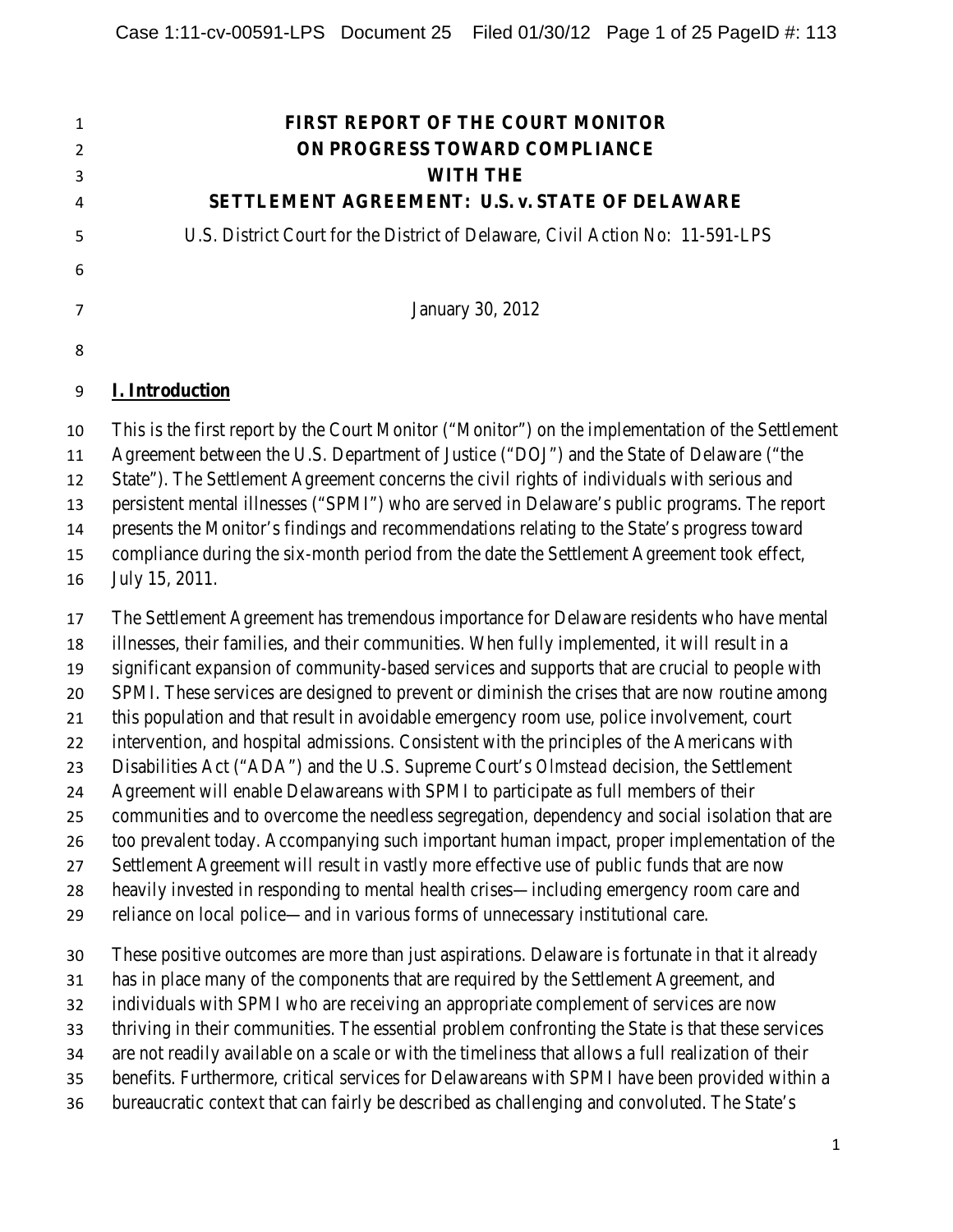# FIRST REPORT OF THE COURT MONITOR
# ON PROGRESS TOWARD COMPLIANCE
# WITH THE
# SETTLEMENT AGREEMENT: U.S. v. STATE OF DELAWARE

U.S. District Court for the District of Delaware, Civil Action No: 11-591-LPS

January 30, 2012

## I. Introduction

This is the first report by the Court Monitor ("Monitor") on the implementation of the Settlement Agreement between the U.S. Department of Justice ("DOJ") and the State of Delaware ("the State"). The Settlement Agreement concerns the civil rights of individuals with serious and persistent mental illnesses ("SPMI") who are served in Delaware's public programs. The report presents the Monitor's findings and recommendations relating to the State's progress toward compliance during the six-month period from the date the Settlement Agreement took effect, July 15, 2011.

The Settlement Agreement has tremendous importance for Delaware residents who have mental illnesses, their families, and their communities. When fully implemented, it will result in a significant expansion of community-based services and supports that are crucial to people with SPMI. These services are designed to prevent or diminish the crises that are now routine among this population and that result in avoidable emergency room use, police involvement, court intervention, and hospital admissions. Consistent with the principles of the Americans with Disabilities Act ("ADA") and the U.S. Supreme Court's *Olmstead* decision, the Settlement Agreement will enable Delawareans with SPMI to participate as full members of their communities and to overcome the needless segregation, dependency and social isolation that are too prevalent today. Accompanying such important human impact, proper implementation of the Settlement Agreement will result in vastly more effective use of public funds that are now heavily invested in responding to mental health crises—including emergency room care and reliance on local police—and in various forms of unnecessary institutional care.

These positive outcomes are more than just aspirations. Delaware is fortunate in that it already has in place many of the components that are required by the Settlement Agreement, and individuals with SPMI who are receiving an appropriate complement of services are now thriving in their communities. The essential problem confronting the State is that these services are not readily available on a scale or with the timeliness that allows a full realization of their benefits. Furthermore, critical services for Delawareans with SPMI have been provided within a bureaucratic context that can fairly be described as challenging and convoluted. The State's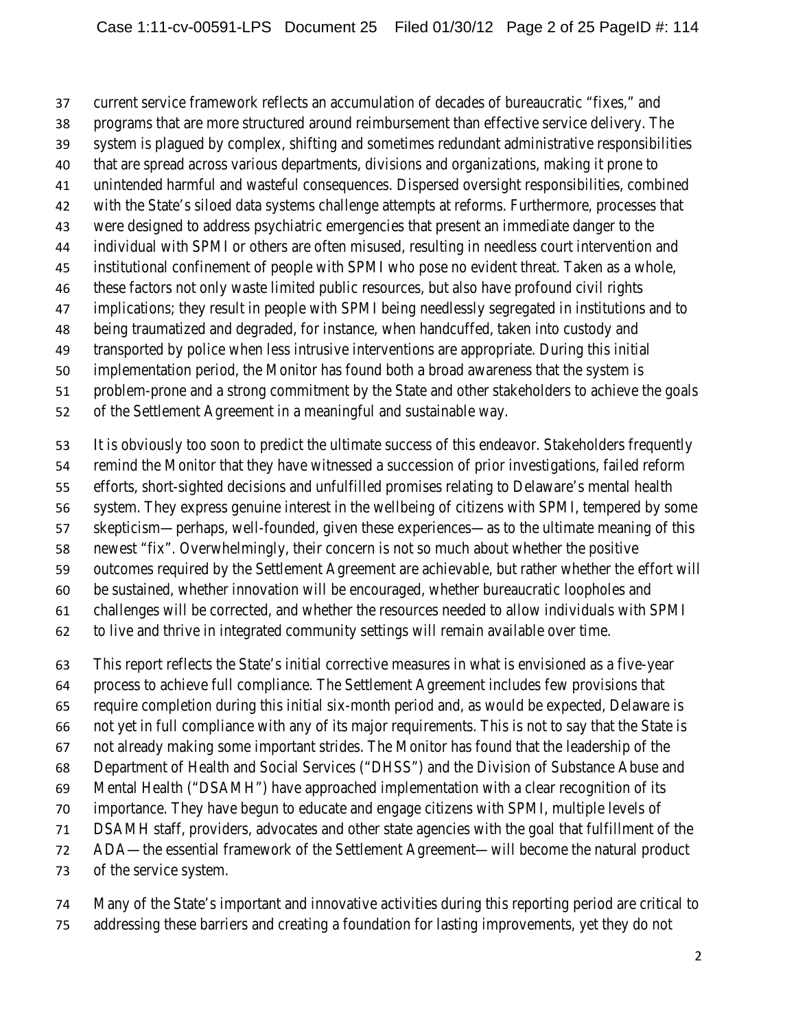current service framework reflects an accumulation of decades of bureaucratic "fixes," and programs that are more structured around reimbursement than effective service delivery. The system is plagued by complex, shifting and sometimes redundant administrative responsibilities that are spread across various departments, divisions and organizations, making it prone to unintended harmful and wasteful consequences. Dispersed oversight responsibilities, combined with the State's siloed data systems challenge attempts at reforms. Furthermore, processes that were designed to address psychiatric emergencies that present an immediate danger to the individual with SPMI or others are often misused, resulting in needless court intervention and institutional confinement of people with SPMI who pose no evident threat. Taken as a whole, these factors not only waste limited public resources, but also have profound civil rights implications; they result in people with SPMI being needlessly segregated in institutions and to being traumatized and degraded, for instance, when handcuffed, taken into custody and transported by police when less intrusive interventions are appropriate. During this initial implementation period, the Monitor has found both a broad awareness that the system is problem-prone and a strong commitment by the State and other stakeholders to achieve the goals of the Settlement Agreement in a meaningful and sustainable way.

It is obviously too soon to predict the ultimate success of this endeavor. Stakeholders frequently remind the Monitor that they have witnessed a succession of prior investigations, failed reform efforts, short-sighted decisions and unfulfilled promises relating to Delaware's mental health system. They express genuine interest in the wellbeing of citizens with SPMI, tempered by some skepticism—perhaps, well-founded, given these experiences—as to the ultimate meaning of this newest "fix". Overwhelmingly, their concern is not so much about whether the positive outcomes required by the Settlement Agreement are achievable, but rather whether the effort will be sustained, whether innovation will be encouraged, whether bureaucratic loopholes and challenges will be corrected, and whether the resources needed to allow individuals with SPMI to live and thrive in integrated community settings will remain available over time.

This report reflects the State's initial corrective measures in what is envisioned as a five-year process to achieve full compliance. The Settlement Agreement includes few provisions that require completion during this initial six-month period and, as would be expected, Delaware is not yet in full compliance with any of its major requirements. This is not to say that the State is not already making some important strides. The Monitor has found that the leadership of the Department of Health and Social Services ("DHSS") and the Division of Substance Abuse and Mental Health ("DSAMH") have approached implementation with a clear recognition of its importance. They have begun to educate and engage citizens with SPMI, multiple levels of DSAMH staff, providers, advocates and other state agencies with the goal that fulfillment of the ADA—the essential framework of the Settlement Agreement—will become the natural product of the service system.

Many of the State's important and innovative activities during this reporting period are critical to addressing these barriers and creating a foundation for lasting improvements, yet they do not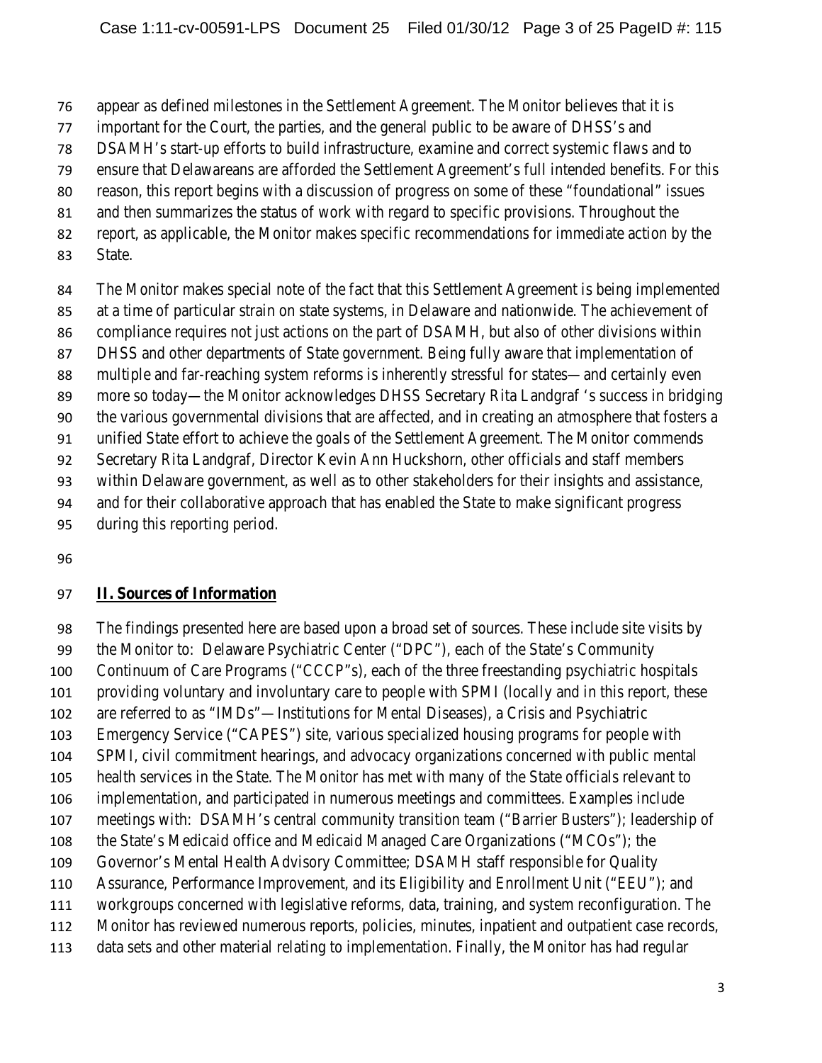appear as defined milestones in the Settlement Agreement. The Monitor believes that it is important for the Court, the parties, and the general public to be aware of DHSS's and DSAMH's start-up efforts to build infrastructure, examine and correct systemic flaws and to ensure that Delawareans are afforded the Settlement Agreement's full intended benefits. For this reason, this report begins with a discussion of progress on some of these "foundational" issues and then summarizes the status of work with regard to specific provisions. Throughout the report, as applicable, the Monitor makes specific recommendations for immediate action by the State.

The Monitor makes special note of the fact that this Settlement Agreement is being implemented at a time of particular strain on state systems, in Delaware and nationwide. The achievement of compliance requires not just actions on the part of DSAMH, but also of other divisions within DHSS and other departments of State government. Being fully aware that implementation of multiple and far-reaching system reforms is inherently stressful for states—and certainly even more so today—the Monitor acknowledges DHSS Secretary Rita Landgraf 's success in bridging the various governmental divisions that are affected, and in creating an atmosphere that fosters a unified State effort to achieve the goals of the Settlement Agreement. The Monitor commends Secretary Rita Landgraf, Director Kevin Ann Huckshorn, other officials and staff members within Delaware government, as well as to other stakeholders for their insights and assistance, and for their collaborative approach that has enabled the State to make significant progress during this reporting period.

## **<u>II. Sources of Information</u>**

The findings presented here are based upon a broad set of sources. These include site visits by the Monitor to: Delaware Psychiatric Center ("DPC"), each of the State's Community Continuum of Care Programs ("CCCP"s), each of the three freestanding psychiatric hospitals providing voluntary and involuntary care to people with SPMI (locally and in this report, these are referred to as "IMDs"—Institutions for Mental Diseases), a Crisis and Psychiatric Emergency Service ("CAPES") site, various specialized housing programs for people with SPMI, civil commitment hearings, and advocacy organizations concerned with public mental health services in the State. The Monitor has met with many of the State officials relevant to implementation, and participated in numerous meetings and committees. Examples include meetings with: DSAMH's central community transition team ("Barrier Busters"); leadership of the State's Medicaid office and Medicaid Managed Care Organizations ("MCOs"); the Governor's Mental Health Advisory Committee; DSAMH staff responsible for Quality Assurance, Performance Improvement, and its Eligibility and Enrollment Unit ("EEU"); and workgroups concerned with legislative reforms, data, training, and system reconfiguration. The Monitor has reviewed numerous reports, policies, minutes, inpatient and outpatient case records, data sets and other material relating to implementation. Finally, the Monitor has had regular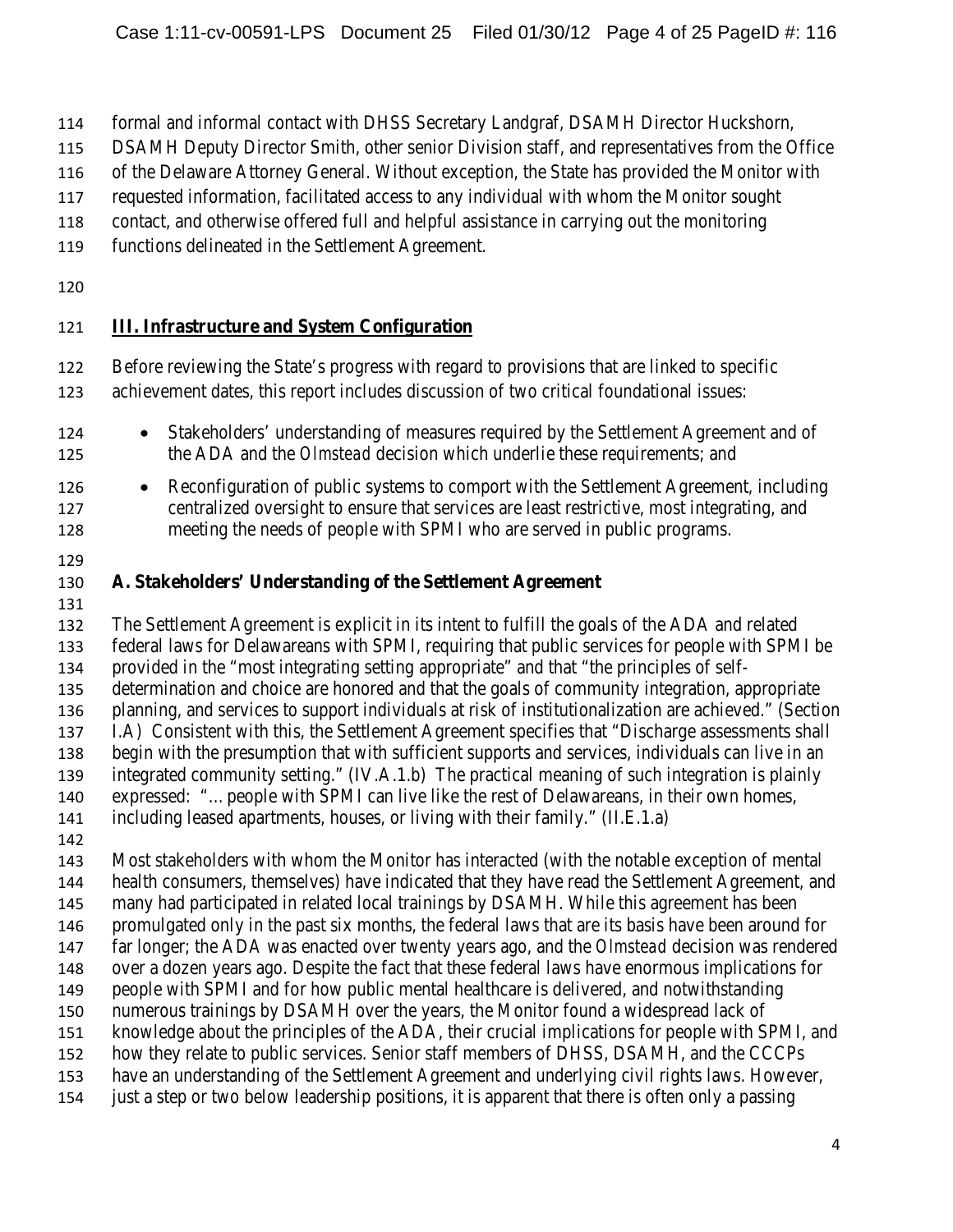formal and informal contact with DHSS Secretary Landgraf, DSAMH Director Huckshorn, DSAMH Deputy Director Smith, other senior Division staff, and representatives from the Office of the Delaware Attorney General. Without exception, the State has provided the Monitor with requested information, facilitated access to any individual with whom the Monitor sought contact, and otherwise offered full and helpful assistance in carrying out the monitoring functions delineated in the Settlement Agreement.

## III. Infrastructure and System Configuration

Before reviewing the State's progress with regard to provisions that are linked to specific achievement dates, this report includes discussion of two critical foundational issues:

- Stakeholders' understanding of measures required by the Settlement Agreement and of the ADA and the *Olmstead* decision which underlie these requirements; and
- Reconfiguration of public systems to comport with the Settlement Agreement, including centralized oversight to ensure that services are least restrictive, most integrating, and meeting the needs of people with SPMI who are served in public programs.

### A. Stakeholders' Understanding of the Settlement Agreement

The Settlement Agreement is explicit in its intent to fulfill the goals of the ADA and related federal laws for Delawareans with SPMI, requiring that public services for people with SPMI be provided in the "most integrating setting appropriate" and that "the principles of self-determination and choice are honored and that the goals of community integration, appropriate planning, and services to support individuals at risk of institutionalization are achieved." (Section I.A) Consistent with this, the Settlement Agreement specifies that "Discharge assessments shall begin with the presumption that with sufficient supports and services, individuals can live in an integrated community setting." (IV.A.1.b) The practical meaning of such integration is plainly expressed: "… people with SPMI can live like the rest of Delawareans, in their own homes, including leased apartments, houses, or living with their family." (II.E.1.a)

Most stakeholders with whom the Monitor has interacted (with the notable exception of mental health consumers, themselves) have indicated that they have read the Settlement Agreement, and many had participated in related local trainings by DSAMH. While this agreement has been promulgated only in the past six months, the federal laws that are its basis have been around for far longer; the ADA was enacted over twenty years ago, and the *Olmstead* decision was rendered over a dozen years ago. Despite the fact that these federal laws have enormous implications for people with SPMI and for how public mental healthcare is delivered, and notwithstanding numerous trainings by DSAMH over the years, the Monitor found a widespread lack of knowledge about the principles of the ADA, their crucial implications for people with SPMI, and how they relate to public services. Senior staff members of DHSS, DSAMH, and the CCCPs have an understanding of the Settlement Agreement and underlying civil rights laws. However, just a step or two below leadership positions, it is apparent that there is often only a passing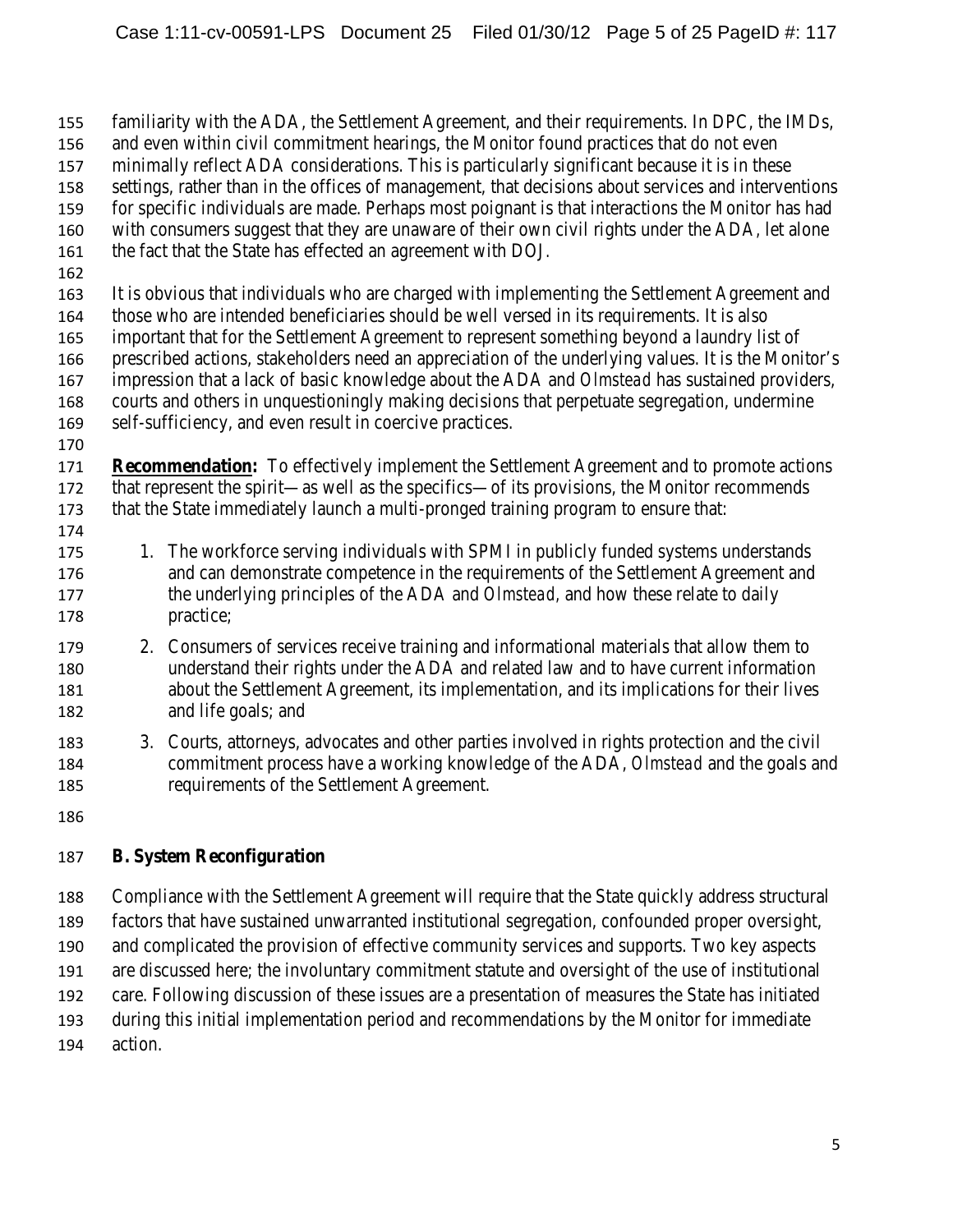familiarity with the ADA, the Settlement Agreement, and their requirements. In DPC, the IMDs, and even within civil commitment hearings, the Monitor found practices that do not even minimally reflect ADA considerations. This is particularly significant because it is in these settings, rather than in the offices of management, that decisions about services and interventions for specific individuals are made. Perhaps most poignant is that interactions the Monitor has had with consumers suggest that they are unaware of their own civil rights under the ADA, let alone the fact that the State has effected an agreement with DOJ.

It is obvious that individuals who are charged with implementing the Settlement Agreement and those who are intended beneficiaries should be well versed in its requirements. It is also important that for the Settlement Agreement to represent something beyond a laundry list of prescribed actions, stakeholders need an appreciation of the underlying values. It is the Monitor's impression that a lack of basic knowledge about the ADA and *Olmstead* has sustained providers, courts and others in unquestioningly making decisions that perpetuate segregation, undermine self-sufficiency, and even result in coercive practices.

**Recommendation:** To effectively implement the Settlement Agreement and to promote actions that represent the spirit—as well as the specifics—of its provisions, the Monitor recommends that the State immediately launch a multi-pronged training program to ensure that:

1. The workforce serving individuals with SPMI in publicly funded systems understands and can demonstrate competence in the requirements of the Settlement Agreement and the underlying principles of the ADA and *Olmstead*, and how these relate to daily practice;
2. Consumers of services receive training and informational materials that allow them to understand their rights under the ADA and related law and to have current information about the Settlement Agreement, its implementation, and its implications for their lives and life goals; and
3. Courts, attorneys, advocates and other parties involved in rights protection and the civil commitment process have a working knowledge of the ADA, *Olmstead* and the goals and requirements of the Settlement Agreement.

## B. System Reconfiguration

Compliance with the Settlement Agreement will require that the State quickly address structural factors that have sustained unwarranted institutional segregation, confounded proper oversight, and complicated the provision of effective community services and supports. Two key aspects are discussed here; the involuntary commitment statute and oversight of the use of institutional care. Following discussion of these issues are a presentation of measures the State has initiated during this initial implementation period and recommendations by the Monitor for immediate action.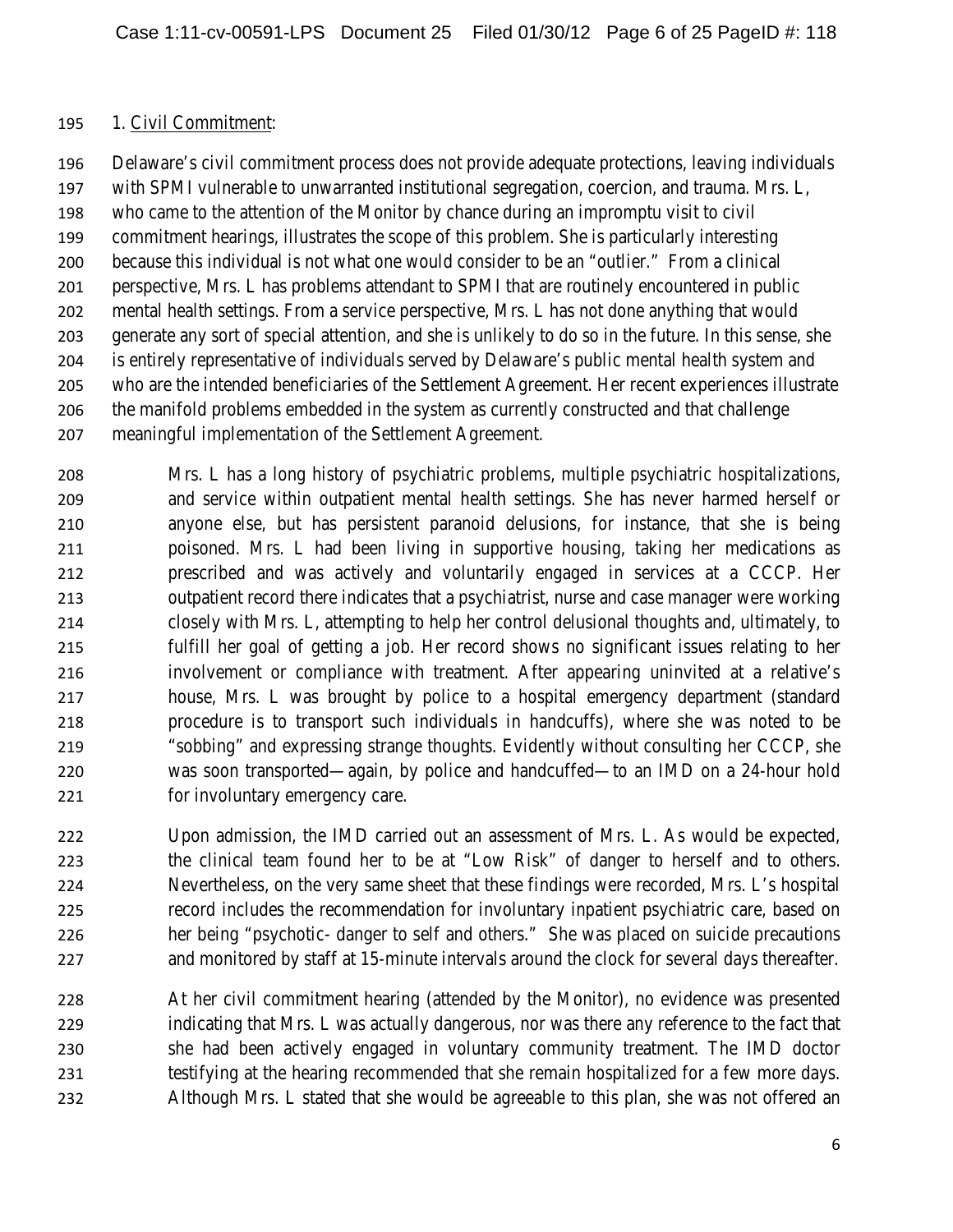1. Civil Commitment:

Delaware's civil commitment process does not provide adequate protections, leaving individuals with SPMI vulnerable to unwarranted institutional segregation, coercion, and trauma. Mrs. L, who came to the attention of the Monitor by chance during an impromptu visit to civil commitment hearings, illustrates the scope of this problem. She is particularly interesting because this individual is not what one would consider to be an "outlier." From a clinical perspective, Mrs. L has problems attendant to SPMI that are routinely encountered in public mental health settings. From a service perspective, Mrs. L has not done anything that would generate any sort of special attention, and she is unlikely to do so in the future. In this sense, she is entirely representative of individuals served by Delaware's public mental health system and who are the intended beneficiaries of the Settlement Agreement. Her recent experiences illustrate the manifold problems embedded in the system as currently constructed and that challenge meaningful implementation of the Settlement Agreement.

> Mrs. L has a long history of psychiatric problems, multiple psychiatric hospitalizations, and service within outpatient mental health settings. She has never harmed herself or anyone else, but has persistent paranoid delusions, for instance, that she is being poisoned. Mrs. L had been living in supportive housing, taking her medications as prescribed and was actively and voluntarily engaged in services at a CCCP. Her outpatient record there indicates that a psychiatrist, nurse and case manager were working closely with Mrs. L, attempting to help her control delusional thoughts and, ultimately, to fulfill her goal of getting a job. Her record shows no significant issues relating to her involvement or compliance with treatment. After appearing uninvited at a relative's house, Mrs. L was brought by police to a hospital emergency department (standard procedure is to transport such individuals in handcuffs), where she was noted to be "sobbing" and expressing strange thoughts. Evidently without consulting her CCCP, she was soon transported—again, by police and handcuffed—to an IMD on a 24-hour hold for involuntary emergency care.
>
> Upon admission, the IMD carried out an assessment of Mrs. L. As would be expected, the clinical team found her to be at "Low Risk" of danger to herself and to others. Nevertheless, on the very same sheet that these findings were recorded, Mrs. L's hospital record includes the recommendation for involuntary inpatient psychiatric care, based on her being "psychotic- danger to self and others." She was placed on suicide precautions and monitored by staff at 15-minute intervals around the clock for several days thereafter.
>
> At her civil commitment hearing (attended by the Monitor), no evidence was presented indicating that Mrs. L was actually dangerous, nor was there any reference to the fact that she had been actively engaged in voluntary community treatment. The IMD doctor testifying at the hearing recommended that she remain hospitalized for a few more days. Although Mrs. L stated that she would be agreeable to this plan, she was not offered an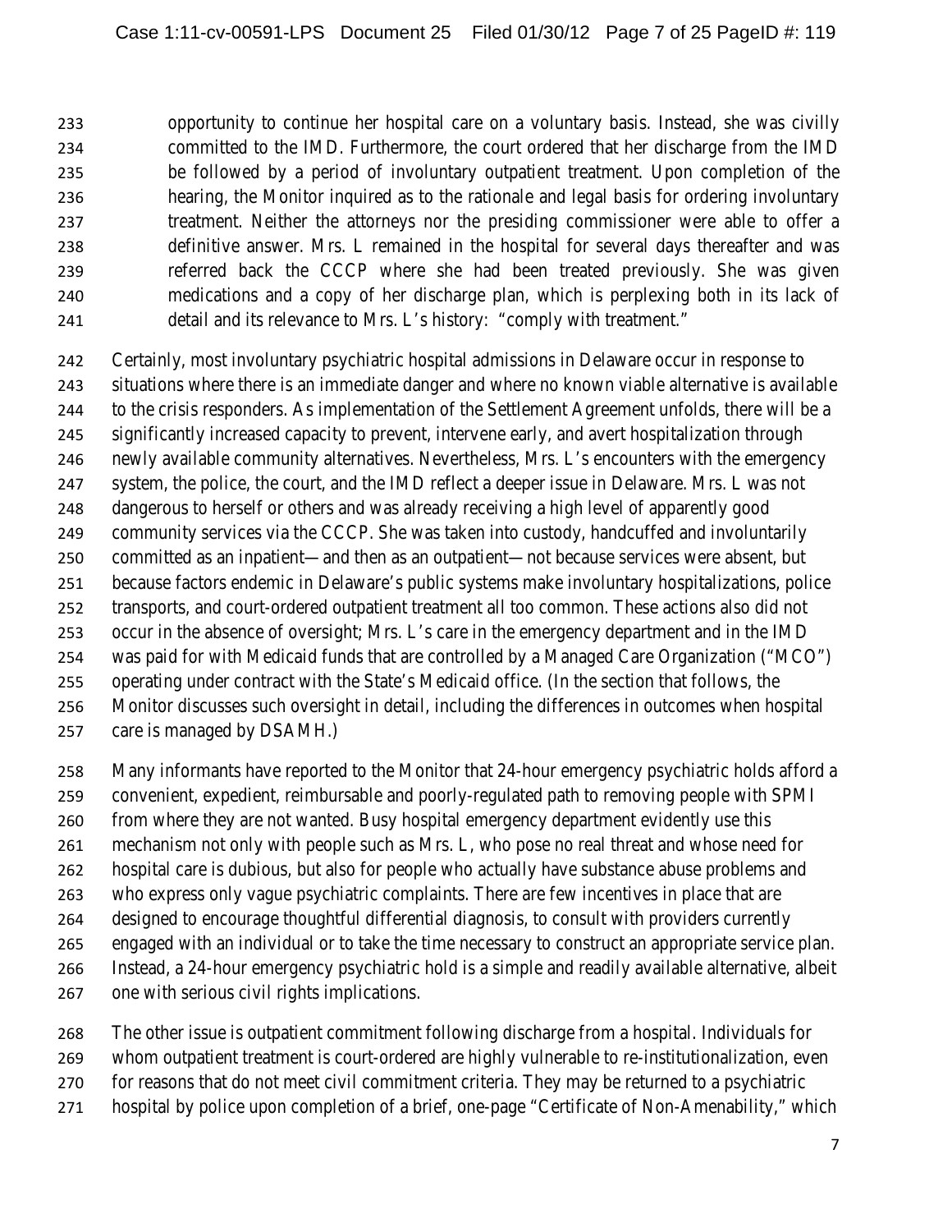> opportunity to continue her hospital care on a voluntary basis. Instead, she was civilly committed to the IMD. Furthermore, the court ordered that her discharge from the IMD be followed by a period of involuntary outpatient treatment. Upon completion of the hearing, the Monitor inquired as to the rationale and legal basis for ordering involuntary treatment. Neither the attorneys nor the presiding commissioner were able to offer a definitive answer. Mrs. L remained in the hospital for several days thereafter and was referred back the CCCP where she had been treated previously. She was given medications and a copy of her discharge plan, which is perplexing both in its lack of detail and its relevance to Mrs. L's history: "comply with treatment."

Certainly, most involuntary psychiatric hospital admissions in Delaware occur in response to situations where there is an immediate danger and where no known viable alternative is available to the crisis responders. As implementation of the Settlement Agreement unfolds, there will be a significantly increased capacity to prevent, intervene early, and avert hospitalization through newly available community alternatives. Nevertheless, Mrs. L's encounters with the emergency system, the police, the court, and the IMD reflect a deeper issue in Delaware. Mrs. L was not dangerous to herself or others and was already receiving a high level of apparently good community services via the CCCP. She was taken into custody, handcuffed and involuntarily committed as an inpatient—and then as an outpatient—not because services were absent, but because factors endemic in Delaware's public systems make involuntary hospitalizations, police transports, and court-ordered outpatient treatment all too common. These actions also did not occur in the absence of oversight; Mrs. L's care in the emergency department and in the IMD was paid for with Medicaid funds that are controlled by a Managed Care Organization ("MCO") operating under contract with the State's Medicaid office. (In the section that follows, the Monitor discusses such oversight in detail, including the differences in outcomes when hospital care is managed by DSAMH.)

Many informants have reported to the Monitor that 24-hour emergency psychiatric holds afford a convenient, expedient, reimbursable and poorly-regulated path to removing people with SPMI from where they are not wanted. Busy hospital emergency department evidently use this mechanism not only with people such as Mrs. L, who pose no real threat and whose need for hospital care is dubious, but also for people who actually have substance abuse problems and who express only vague psychiatric complaints. There are few incentives in place that are designed to encourage thoughtful differential diagnosis, to consult with providers currently engaged with an individual or to take the time necessary to construct an appropriate service plan. Instead, a 24-hour emergency psychiatric hold is a simple and readily available alternative, albeit one with serious civil rights implications.

The other issue is outpatient commitment following discharge from a hospital. Individuals for whom outpatient treatment is court-ordered are highly vulnerable to re-institutionalization, even for reasons that do not meet civil commitment criteria. They may be returned to a psychiatric hospital by police upon completion of a brief, one-page "Certificate of Non-Amenability," which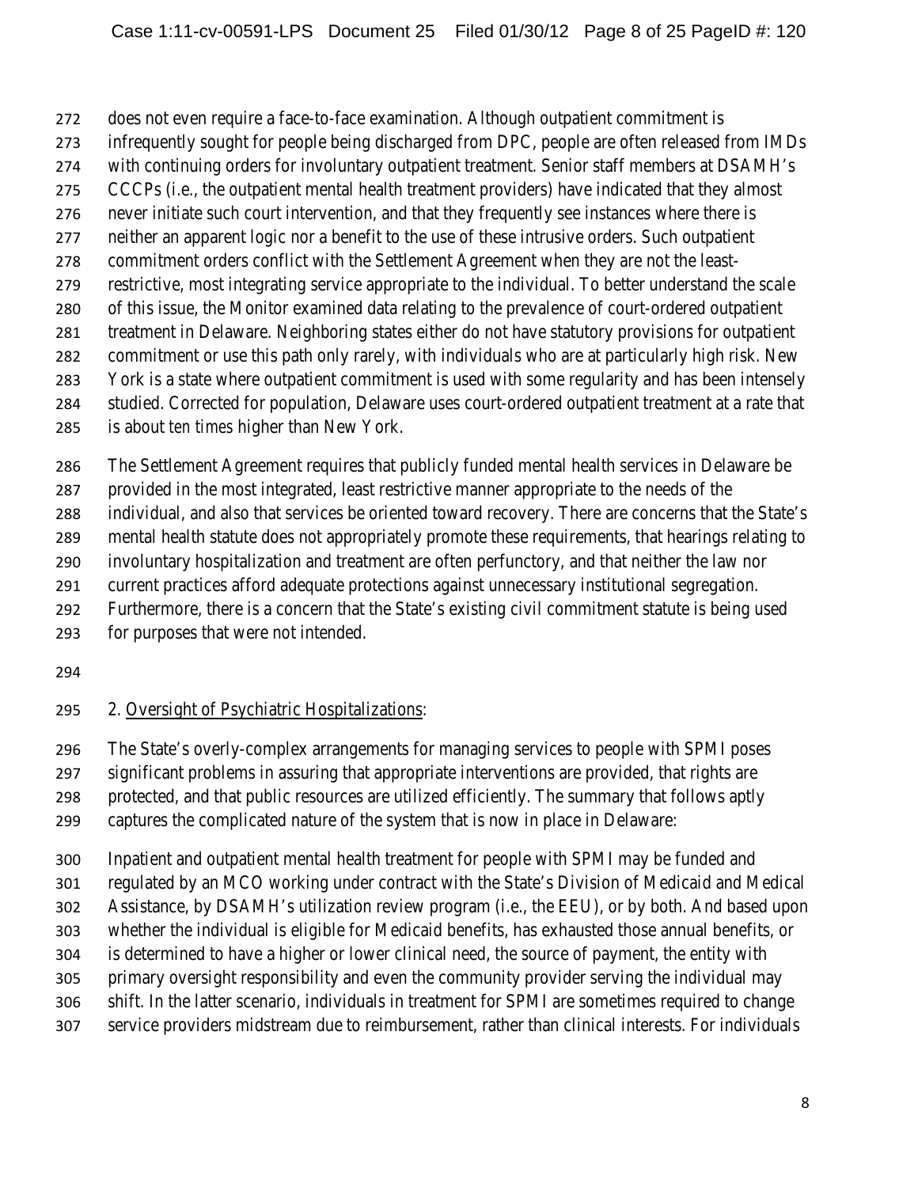does not even require a face-to-face examination. Although outpatient commitment is infrequently sought for people being discharged from DPC, people are often released from IMDs with continuing orders for involuntary outpatient treatment. Senior staff members at DSAMH's CCCPs (i.e., the outpatient mental health treatment providers) have indicated that they almost never initiate such court intervention, and that they frequently see instances where there is neither an apparent logic nor a benefit to the use of these intrusive orders. Such outpatient commitment orders conflict with the Settlement Agreement when they are not the least-restrictive, most integrating service appropriate to the individual. To better understand the scale of this issue, the Monitor examined data relating to the prevalence of court-ordered outpatient treatment in Delaware. Neighboring states either do not have statutory provisions for outpatient commitment or use this path only rarely, with individuals who are at particularly high risk. New York is a state where outpatient commitment is used with some regularity and has been intensely studied. Corrected for population, Delaware uses court-ordered outpatient treatment at a rate that is about *ten times* higher than New York.

The Settlement Agreement requires that publicly funded mental health services in Delaware be provided in the most integrated, least restrictive manner appropriate to the needs of the individual, and also that services be oriented toward recovery. There are concerns that the State's mental health statute does not appropriately promote these requirements, that hearings relating to involuntary hospitalization and treatment are often perfunctory, and that neither the law nor current practices afford adequate protections against unnecessary institutional segregation. Furthermore, there is a concern that the State's existing civil commitment statute is being used for purposes that were not intended.

2. <u>Oversight of Psychiatric Hospitalizations</u>:

The State's overly-complex arrangements for managing services to people with SPMI poses significant problems in assuring that appropriate interventions are provided, that rights are protected, and that public resources are utilized efficiently. The summary that follows aptly captures the complicated nature of the system that is now in place in Delaware:

Inpatient and outpatient mental health treatment for people with SPMI may be funded and regulated by an MCO working under contract with the State's Division of Medicaid and Medical Assistance, by DSAMH's utilization review program (i.e., the EEU), or by both. And based upon whether the individual is eligible for Medicaid benefits, has exhausted those annual benefits, or is determined to have a higher or lower clinical need, the source of payment, the entity with primary oversight responsibility and even the community provider serving the individual may shift. In the latter scenario, individuals in treatment for SPMI are sometimes required to change service providers midstream due to reimbursement, rather than clinical interests. For individuals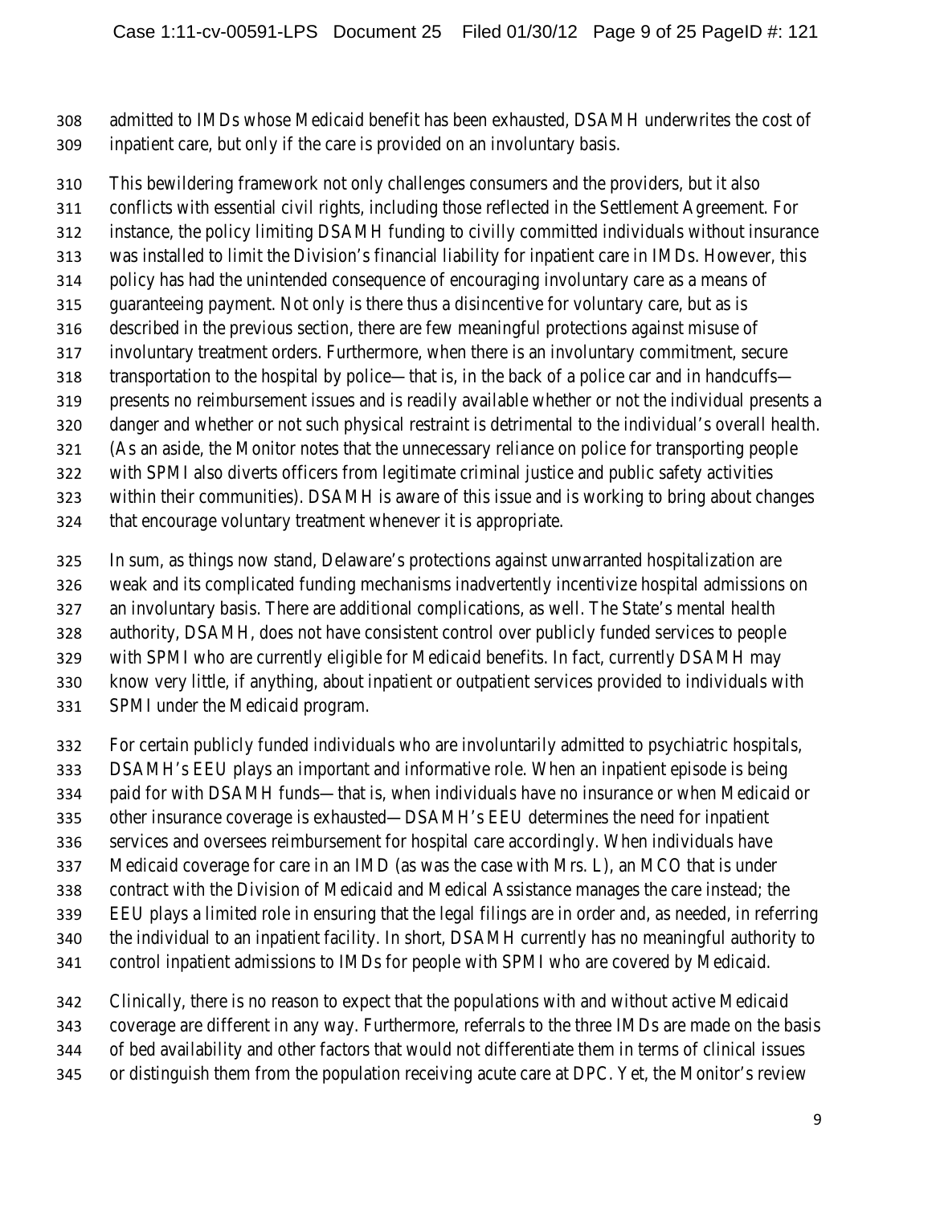admitted to IMDs whose Medicaid benefit has been exhausted, DSAMH underwrites the cost of inpatient care, but only if the care is provided on an involuntary basis.

This bewildering framework not only challenges consumers and the providers, but it also conflicts with essential civil rights, including those reflected in the Settlement Agreement. For instance, the policy limiting DSAMH funding to civilly committed individuals without insurance was installed to limit the Division's financial liability for inpatient care in IMDs. However, this policy has had the unintended consequence of encouraging involuntary care as a means of guaranteeing payment. Not only is there thus a disincentive for voluntary care, but as is described in the previous section, there are few meaningful protections against misuse of involuntary treatment orders. Furthermore, when there is an involuntary commitment, secure transportation to the hospital by police—that is, in the back of a police car and in handcuffs—presents no reimbursement issues and is readily available whether or not the individual presents a danger and whether or not such physical restraint is detrimental to the individual's overall health. (As an aside, the Monitor notes that the unnecessary reliance on police for transporting people with SPMI also diverts officers from legitimate criminal justice and public safety activities within their communities). DSAMH is aware of this issue and is working to bring about changes that encourage voluntary treatment whenever it is appropriate.

In sum, as things now stand, Delaware's protections against unwarranted hospitalization are weak and its complicated funding mechanisms inadvertently incentivize hospital admissions on an involuntary basis. There are additional complications, as well. The State's mental health authority, DSAMH, does not have consistent control over publicly funded services to people with SPMI who are currently eligible for Medicaid benefits. In fact, currently DSAMH may know very little, if anything, about inpatient or outpatient services provided to individuals with SPMI under the Medicaid program.

For certain publicly funded individuals who are involuntarily admitted to psychiatric hospitals, DSAMH's EEU plays an important and informative role. When an inpatient episode is being paid for with DSAMH funds—that is, when individuals have no insurance or when Medicaid or other insurance coverage is exhausted—DSAMH's EEU determines the need for inpatient services and oversees reimbursement for hospital care accordingly. When individuals have Medicaid coverage for care in an IMD (as was the case with Mrs. L), an MCO that is under contract with the Division of Medicaid and Medical Assistance manages the care instead; the EEU plays a limited role in ensuring that the legal filings are in order and, as needed, in referring the individual to an inpatient facility. In short, DSAMH currently has no meaningful authority to control inpatient admissions to IMDs for people with SPMI who are covered by Medicaid.

Clinically, there is no reason to expect that the populations with and without active Medicaid coverage are different in any way. Furthermore, referrals to the three IMDs are made on the basis of bed availability and other factors that would not differentiate them in terms of clinical issues or distinguish them from the population receiving acute care at DPC. Yet, the Monitor's review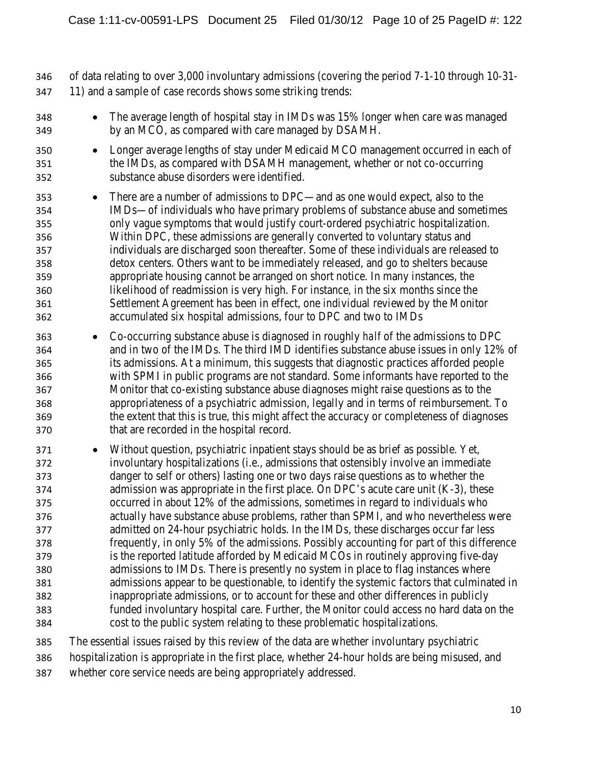of data relating to over 3,000 involuntary admissions (covering the period 7-1-10 through 10-31-11) and a sample of case records shows some striking trends:

- The average length of hospital stay in IMDs was 15% longer when care was managed by an MCO, as compared with care managed by DSAMH.
- Longer average lengths of stay under Medicaid MCO management occurred in each of the IMDs, as compared with DSAMH management, whether or not co-occurring substance abuse disorders were identified.
- There are a number of admissions to DPC—and as one would expect, also to the IMDs—of individuals who have primary problems of substance abuse and sometimes only vague symptoms that would justify court-ordered psychiatric hospitalization. Within DPC, these admissions are generally converted to voluntary status and individuals are discharged soon thereafter. Some of these individuals are released to detox centers. Others want to be immediately released, and go to shelters because appropriate housing cannot be arranged on short notice. In many instances, the likelihood of readmission is very high. For instance, in the six months since the Settlement Agreement has been in effect, one individual reviewed by the Monitor accumulated six hospital admissions, four to DPC and two to IMDs
- Co-occurring substance abuse is diagnosed in roughly *half* of the admissions to DPC and in two of the IMDs. The third IMD identifies substance abuse issues in only 12% of its admissions. At a minimum, this suggests that diagnostic practices afforded people with SPMI in public programs are not standard. Some informants have reported to the Monitor that co-existing substance abuse diagnoses might raise questions as to the appropriateness of a psychiatric admission, legally and in terms of reimbursement. To the extent that this is true, this might affect the accuracy or completeness of diagnoses that are recorded in the hospital record.
- Without question, psychiatric inpatient stays should be as brief as possible. Yet, involuntary hospitalizations (i.e., admissions that ostensibly involve an immediate danger to self or others) lasting one or two days raise questions as to whether the admission was appropriate in the first place. On DPC's acute care unit (K-3), these occurred in about 12% of the admissions, sometimes in regard to individuals who actually have substance abuse problems, rather than SPMI, and who nevertheless were admitted on 24-hour psychiatric holds. In the IMDs, these discharges occur far less frequently, in only 5% of the admissions. Possibly accounting for part of this difference is the reported latitude afforded by Medicaid MCOs in routinely approving five-day admissions to IMDs. There is presently no system in place to flag instances where admissions appear to be questionable, to identify the systemic factors that culminated in inappropriate admissions, or to account for these and other differences in publicly funded involuntary hospital care. Further, the Monitor could access no hard data on the cost to the public system relating to these problematic hospitalizations.

The essential issues raised by this review of the data are whether involuntary psychiatric hospitalization is appropriate in the first place, whether 24-hour holds are being misused, and whether core service needs are being appropriately addressed.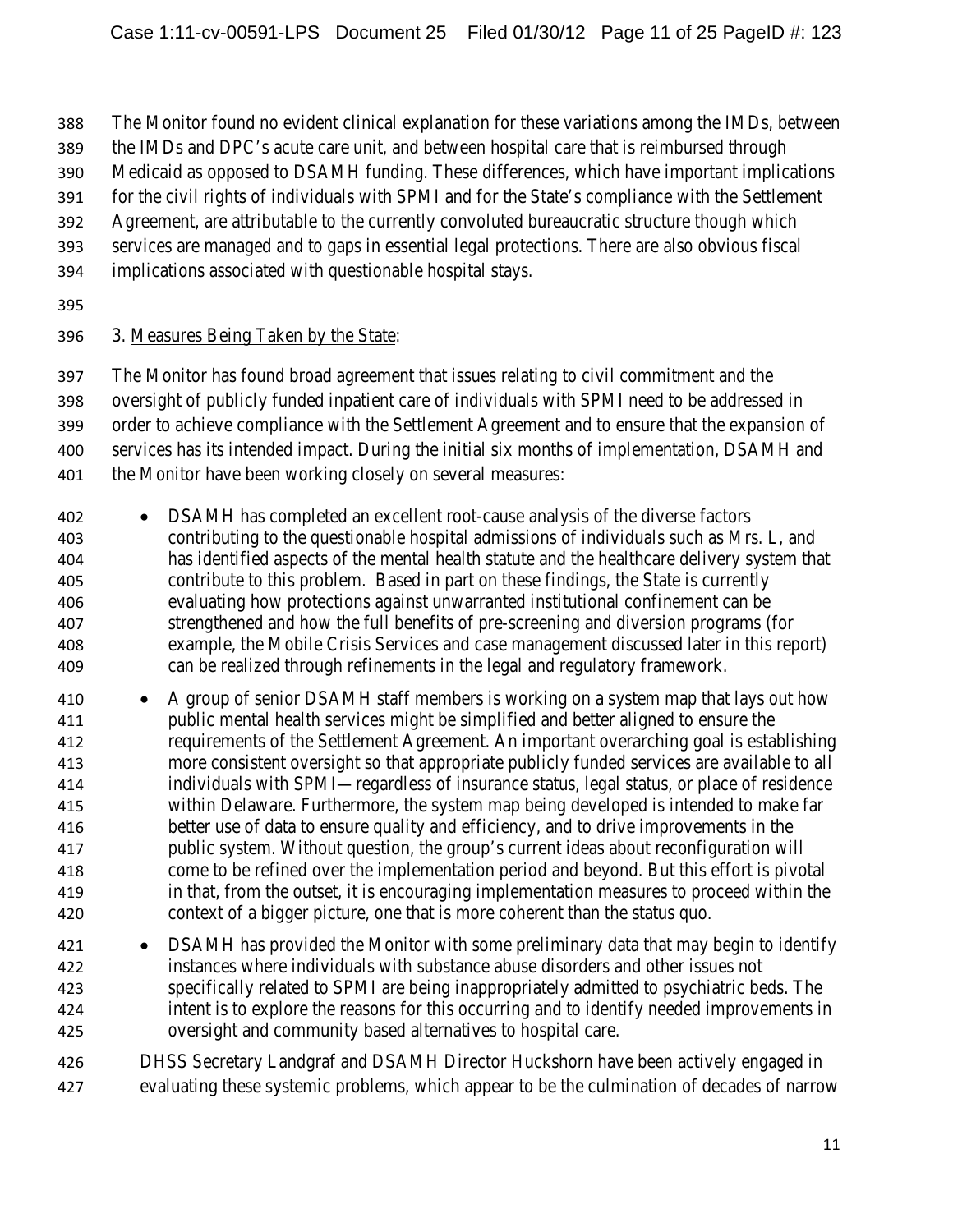The Monitor found no evident clinical explanation for these variations among the IMDs, between the IMDs and DPC's acute care unit, and between hospital care that is reimbursed through Medicaid as opposed to DSAMH funding. These differences, which have important implications for the civil rights of individuals with SPMI and for the State's compliance with the Settlement Agreement, are attributable to the currently convoluted bureaucratic structure though which services are managed and to gaps in essential legal protections. There are also obvious fiscal implications associated with questionable hospital stays.

3. Measures Being Taken by the State:

The Monitor has found broad agreement that issues relating to civil commitment and the oversight of publicly funded inpatient care of individuals with SPMI need to be addressed in order to achieve compliance with the Settlement Agreement and to ensure that the expansion of services has its intended impact. During the initial six months of implementation, DSAMH and the Monitor have been working closely on several measures:

- DSAMH has completed an excellent root-cause analysis of the diverse factors contributing to the questionable hospital admissions of individuals such as Mrs. L, and has identified aspects of the mental health statute and the healthcare delivery system that contribute to this problem. Based in part on these findings, the State is currently evaluating how protections against unwarranted institutional confinement can be strengthened and how the full benefits of pre-screening and diversion programs (for example, the Mobile Crisis Services and case management discussed later in this report) can be realized through refinements in the legal and regulatory framework.
- A group of senior DSAMH staff members is working on a system map that lays out how public mental health services might be simplified and better aligned to ensure the requirements of the Settlement Agreement. An important overarching goal is establishing more consistent oversight so that appropriate publicly funded services are available to all individuals with SPMI—regardless of insurance status, legal status, or place of residence within Delaware. Furthermore, the system map being developed is intended to make far better use of data to ensure quality and efficiency, and to drive improvements in the public system. Without question, the group's current ideas about reconfiguration will come to be refined over the implementation period and beyond. But this effort is pivotal in that, from the outset, it is encouraging implementation measures to proceed within the context of a bigger picture, one that is more coherent than the status quo.
- DSAMH has provided the Monitor with some preliminary data that may begin to identify instances where individuals with substance abuse disorders and other issues not specifically related to SPMI are being inappropriately admitted to psychiatric beds. The intent is to explore the reasons for this occurring and to identify needed improvements in oversight and community based alternatives to hospital care.

DHSS Secretary Landgraf and DSAMH Director Huckshorn have been actively engaged in evaluating these systemic problems, which appear to be the culmination of decades of narrow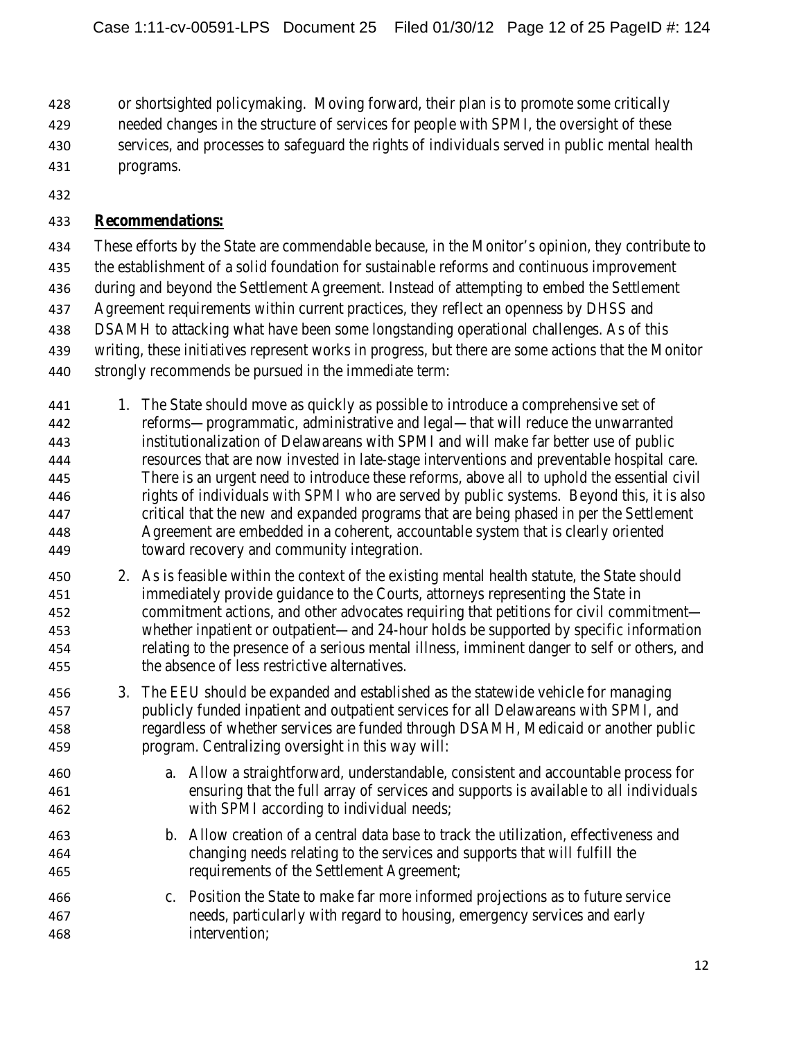or shortsighted policymaking. Moving forward, their plan is to promote some critically needed changes in the structure of services for people with SPMI, the oversight of these services, and processes to safeguard the rights of individuals served in public mental health programs.

**Recommendations:**

These efforts by the State are commendable because, in the Monitor's opinion, they contribute to the establishment of a solid foundation for sustainable reforms and continuous improvement during and beyond the Settlement Agreement. Instead of attempting to embed the Settlement Agreement requirements within current practices, they reflect an openness by DHSS and DSAMH to attacking what have been some longstanding operational challenges. As of this writing, these initiatives represent works in progress, but there are some actions that the Monitor strongly recommends be pursued in the immediate term:

1. The State should move as quickly as possible to introduce a comprehensive set of reforms—programmatic, administrative and legal—that will reduce the unwarranted institutionalization of Delawareans with SPMI and will make far better use of public resources that are now invested in late-stage interventions and preventable hospital care. There is an urgent need to introduce these reforms, above all to uphold the essential civil rights of individuals with SPMI who are served by public systems. Beyond this, it is also critical that the new and expanded programs that are being phased in per the Settlement Agreement are embedded in a coherent, accountable system that is clearly oriented toward recovery and community integration.
2. As is feasible within the context of the existing mental health statute, the State should immediately provide guidance to the Courts, attorneys representing the State in commitment actions, and other advocates requiring that petitions for civil commitment—whether inpatient or outpatient—and 24-hour holds be supported by specific information relating to the presence of a serious mental illness, imminent danger to self or others, and the absence of less restrictive alternatives.
3. The EEU should be expanded and established as the statewide vehicle for managing publicly funded inpatient and outpatient services for all Delawareans with SPMI, and regardless of whether services are funded through DSAMH, Medicaid or another public program. Centralizing oversight in this way will:
   a. Allow a straightforward, understandable, consistent and accountable process for ensuring that the full array of services and supports is available to all individuals with SPMI according to individual needs;
   b. Allow creation of a central data base to track the utilization, effectiveness and changing needs relating to the services and supports that will fulfill the requirements of the Settlement Agreement;
   c. Position the State to make far more informed projections as to future service needs, particularly with regard to housing, emergency services and early intervention;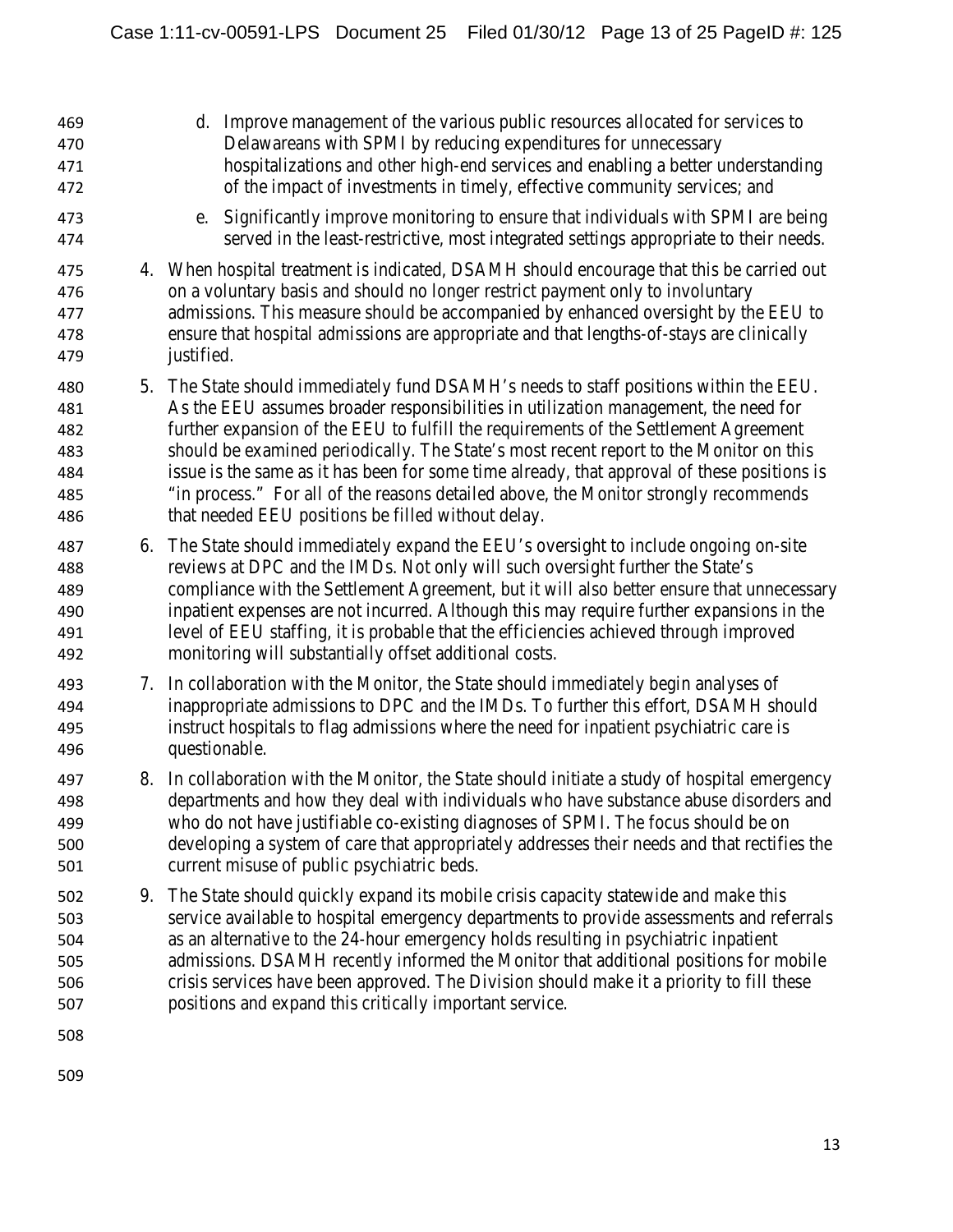d. Improve management of the various public resources allocated for services to Delawareans with SPMI by reducing expenditures for unnecessary hospitalizations and other high-end services and enabling a better understanding of the impact of investments in timely, effective community services; and

e. Significantly improve monitoring to ensure that individuals with SPMI are being served in the least-restrictive, most integrated settings appropriate to their needs.

4. When hospital treatment is indicated, DSAMH should encourage that this be carried out on a voluntary basis and should no longer restrict payment only to involuntary admissions. This measure should be accompanied by enhanced oversight by the EEU to ensure that hospital admissions are appropriate and that lengths-of-stays are clinically justified.

5. The State should immediately fund DSAMH's needs to staff positions within the EEU. As the EEU assumes broader responsibilities in utilization management, the need for further expansion of the EEU to fulfill the requirements of the Settlement Agreement should be examined periodically. The State's most recent report to the Monitor on this issue is the same as it has been for some time already, that approval of these positions is "in process." For all of the reasons detailed above, the Monitor strongly recommends that needed EEU positions be filled without delay.

6. The State should immediately expand the EEU's oversight to include ongoing on-site reviews at DPC and the IMDs. Not only will such oversight further the State's compliance with the Settlement Agreement, but it will also better ensure that unnecessary inpatient expenses are not incurred. Although this may require further expansions in the level of EEU staffing, it is probable that the efficiencies achieved through improved monitoring will substantially offset additional costs.

7. In collaboration with the Monitor, the State should immediately begin analyses of inappropriate admissions to DPC and the IMDs. To further this effort, DSAMH should instruct hospitals to flag admissions where the need for inpatient psychiatric care is questionable.

8. In collaboration with the Monitor, the State should initiate a study of hospital emergency departments and how they deal with individuals who have substance abuse disorders and who do not have justifiable co-existing diagnoses of SPMI. The focus should be on developing a system of care that appropriately addresses their needs and that rectifies the current misuse of public psychiatric beds.

9. The State should quickly expand its mobile crisis capacity statewide and make this service available to hospital emergency departments to provide assessments and referrals as an alternative to the 24-hour emergency holds resulting in psychiatric inpatient admissions. DSAMH recently informed the Monitor that additional positions for mobile crisis services have been approved. The Division should make it a priority to fill these positions and expand this critically important service.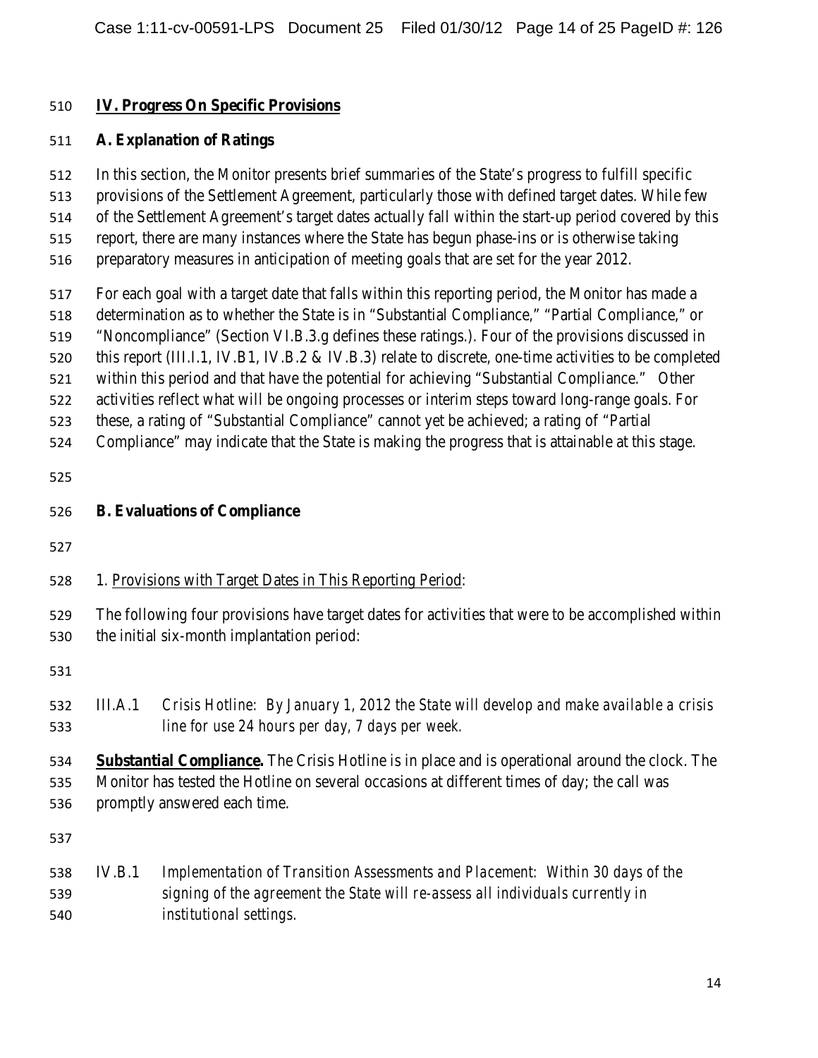## IV. Progress On Specific Provisions

### A. Explanation of Ratings

In this section, the Monitor presents brief summaries of the State's progress to fulfill specific provisions of the Settlement Agreement, particularly those with defined target dates. While few of the Settlement Agreement's target dates actually fall within the start-up period covered by this report, there are many instances where the State has begun phase-ins or is otherwise taking preparatory measures in anticipation of meeting goals that are set for the year 2012.

For each goal with a target date that falls within this reporting period, the Monitor has made a determination as to whether the State is in "Substantial Compliance," "Partial Compliance," or "Noncompliance" (Section VI.B.3.g defines these ratings.). Four of the provisions discussed in this report (III.I.1, IV.B1, IV.B.2 & IV.B.3) relate to discrete, one-time activities to be completed within this period and that have the potential for achieving "Substantial Compliance." Other activities reflect what will be ongoing processes or interim steps toward long-range goals. For these, a rating of "Substantial Compliance" cannot yet be achieved; a rating of "Partial Compliance" may indicate that the State is making the progress that is attainable at this stage.

### B. Evaluations of Compliance

1. Provisions with Target Dates in This Reporting Period:

The following four provisions have target dates for activities that were to be accomplished within the initial six-month implantation period:

III.A.1 *Crisis Hotline: By January 1, 2012 the State will develop and make available a crisis line for use 24 hours per day, 7 days per week.*

**Substantial Compliance.** The Crisis Hotline is in place and is operational around the clock. The Monitor has tested the Hotline on several occasions at different times of day; the call was promptly answered each time.

IV.B.1 *Implementation of Transition Assessments and Placement: Within 30 days of the signing of the agreement the State will re-assess all individuals currently in institutional settings.*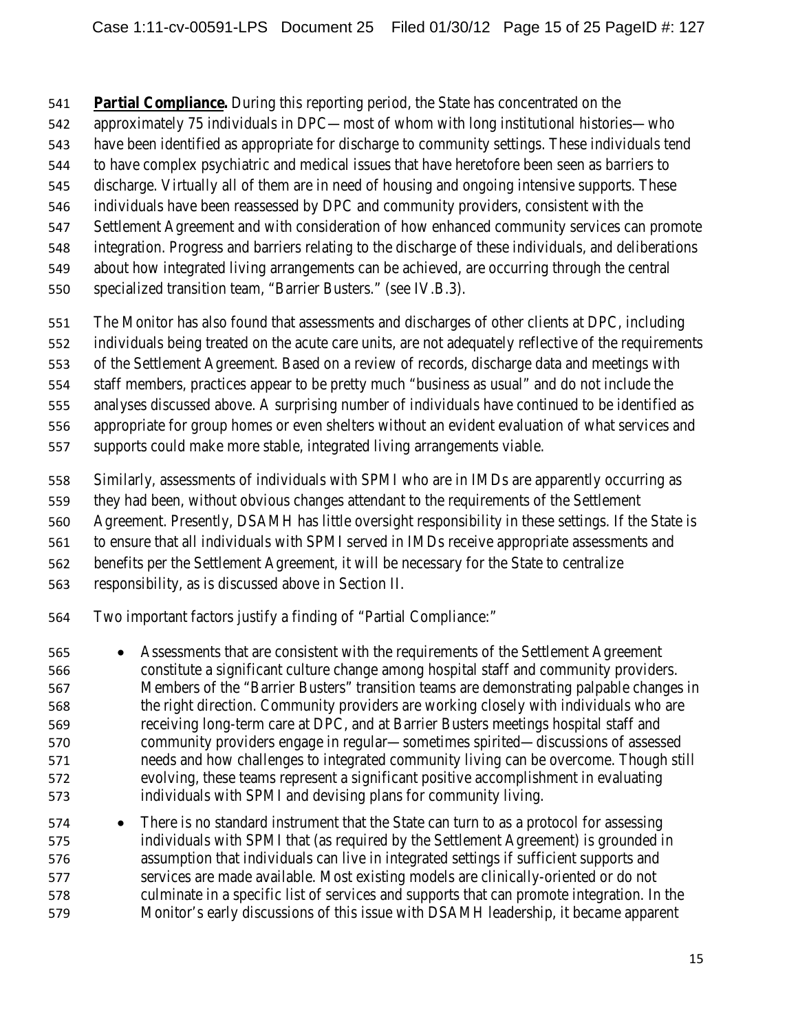**Partial Compliance.** During this reporting period, the State has concentrated on the approximately 75 individuals in DPC—most of whom with long institutional histories—who have been identified as appropriate for discharge to community settings. These individuals tend to have complex psychiatric and medical issues that have heretofore been seen as barriers to discharge. Virtually all of them are in need of housing and ongoing intensive supports. These individuals have been reassessed by DPC and community providers, consistent with the Settlement Agreement and with consideration of how enhanced community services can promote integration. Progress and barriers relating to the discharge of these individuals, and deliberations about how integrated living arrangements can be achieved, are occurring through the central specialized transition team, "Barrier Busters." (see IV.B.3).

The Monitor has also found that assessments and discharges of other clients at DPC, including individuals being treated on the acute care units, are not adequately reflective of the requirements of the Settlement Agreement. Based on a review of records, discharge data and meetings with staff members, practices appear to be pretty much "business as usual" and do not include the analyses discussed above. A surprising number of individuals have continued to be identified as appropriate for group homes or even shelters without an evident evaluation of what services and supports could make more stable, integrated living arrangements viable.

Similarly, assessments of individuals with SPMI who are in IMDs are apparently occurring as they had been, without obvious changes attendant to the requirements of the Settlement Agreement. Presently, DSAMH has little oversight responsibility in these settings. If the State is to ensure that all individuals with SPMI served in IMDs receive appropriate assessments and benefits per the Settlement Agreement, it will be necessary for the State to centralize responsibility, as is discussed above in Section II.

Two important factors justify a finding of "Partial Compliance:"

- Assessments that are consistent with the requirements of the Settlement Agreement constitute a significant culture change among hospital staff and community providers. Members of the "Barrier Busters" transition teams are demonstrating palpable changes in the right direction. Community providers are working closely with individuals who are receiving long-term care at DPC, and at Barrier Busters meetings hospital staff and community providers engage in regular—sometimes spirited—discussions of assessed needs and how challenges to integrated community living can be overcome. Though still evolving, these teams represent a significant positive accomplishment in evaluating individuals with SPMI and devising plans for community living.
- There is no standard instrument that the State can turn to as a protocol for assessing individuals with SPMI that (as required by the Settlement Agreement) is grounded in assumption that individuals can live in integrated settings if sufficient supports and services are made available. Most existing models are clinically-oriented or do not culminate in a specific list of services and supports that can promote integration. In the Monitor's early discussions of this issue with DSAMH leadership, it became apparent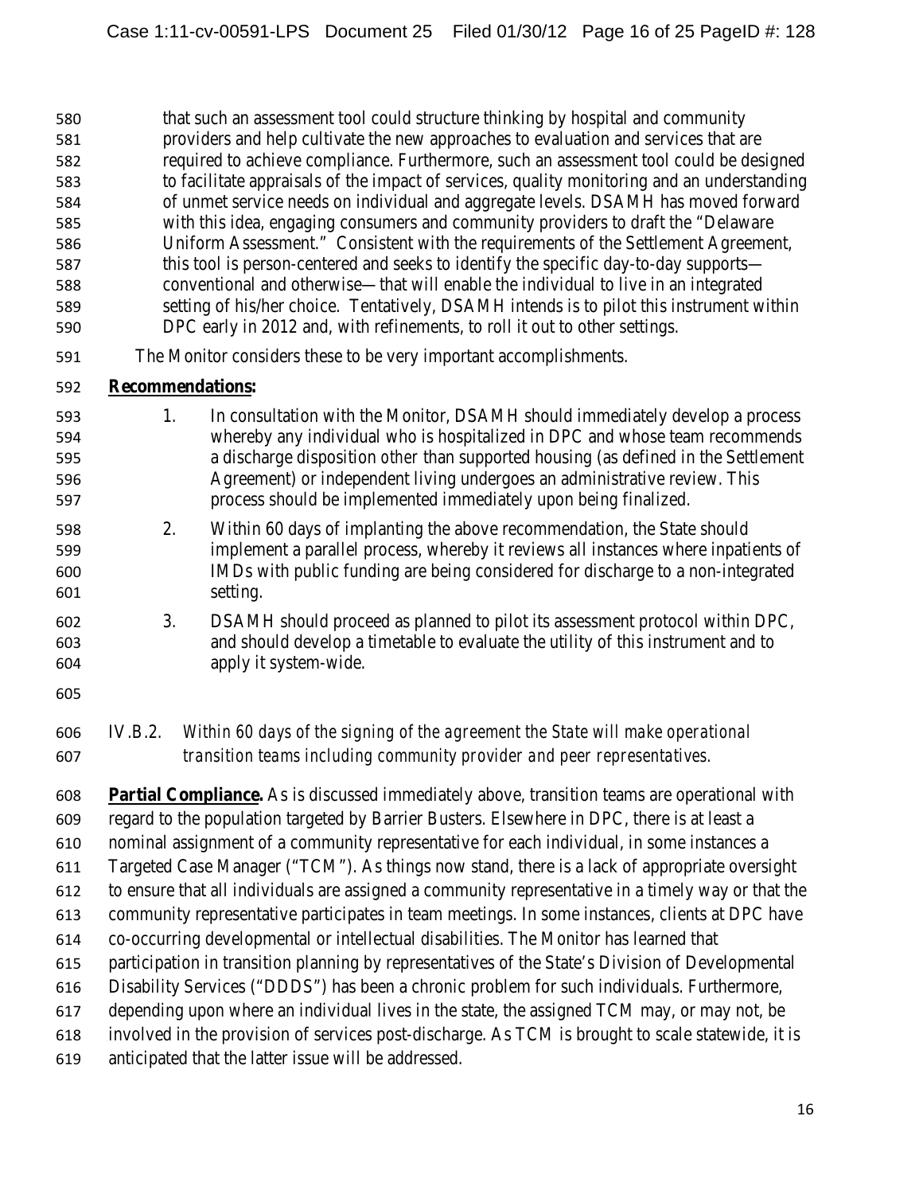that such an assessment tool could structure thinking by hospital and community providers and help cultivate the new approaches to evaluation and services that are required to achieve compliance. Furthermore, such an assessment tool could be designed to facilitate appraisals of the impact of services, quality monitoring and an understanding of unmet service needs on individual and aggregate levels. DSAMH has moved forward with this idea, engaging consumers and community providers to draft the "Delaware Uniform Assessment." Consistent with the requirements of the Settlement Agreement, this tool is person-centered and seeks to identify the specific day-to-day supports—conventional and otherwise—that will enable the individual to live in an integrated setting of his/her choice. Tentatively, DSAMH intends is to pilot this instrument within DPC early in 2012 and, with refinements, to roll it out to other settings.

The Monitor considers these to be very important accomplishments.

**Recommendations:**

1. In consultation with the Monitor, DSAMH should immediately develop a process whereby any individual who is hospitalized in DPC and whose team recommends a discharge disposition *other* than supported housing (as defined in the Settlement Agreement) or independent living undergoes an administrative review. This process should be implemented immediately upon being finalized.
2. Within 60 days of implanting the above recommendation, the State should implement a parallel process, whereby it reviews all instances where inpatients of IMDs with public funding are being considered for discharge to a non-integrated setting.
3. DSAMH should proceed as planned to pilot its assessment protocol within DPC, and should develop a timetable to evaluate the utility of this instrument and to apply it system-wide.

IV.B.2. *Within 60 days of the signing of the agreement the State will make operational transition teams including community provider and peer representatives.*

**Partial Compliance.** As is discussed immediately above, transition teams are operational with regard to the population targeted by Barrier Busters. Elsewhere in DPC, there is at least a nominal assignment of a community representative for each individual, in some instances a Targeted Case Manager ("TCM"). As things now stand, there is a lack of appropriate oversight to ensure that all individuals are assigned a community representative in a timely way or that the community representative participates in team meetings. In some instances, clients at DPC have co-occurring developmental or intellectual disabilities. The Monitor has learned that participation in transition planning by representatives of the State's Division of Developmental Disability Services ("DDDS") has been a chronic problem for such individuals. Furthermore, depending upon where an individual lives in the state, the assigned TCM may, or may not, be involved in the provision of services post-discharge. As TCM is brought to scale statewide, it is anticipated that the latter issue will be addressed.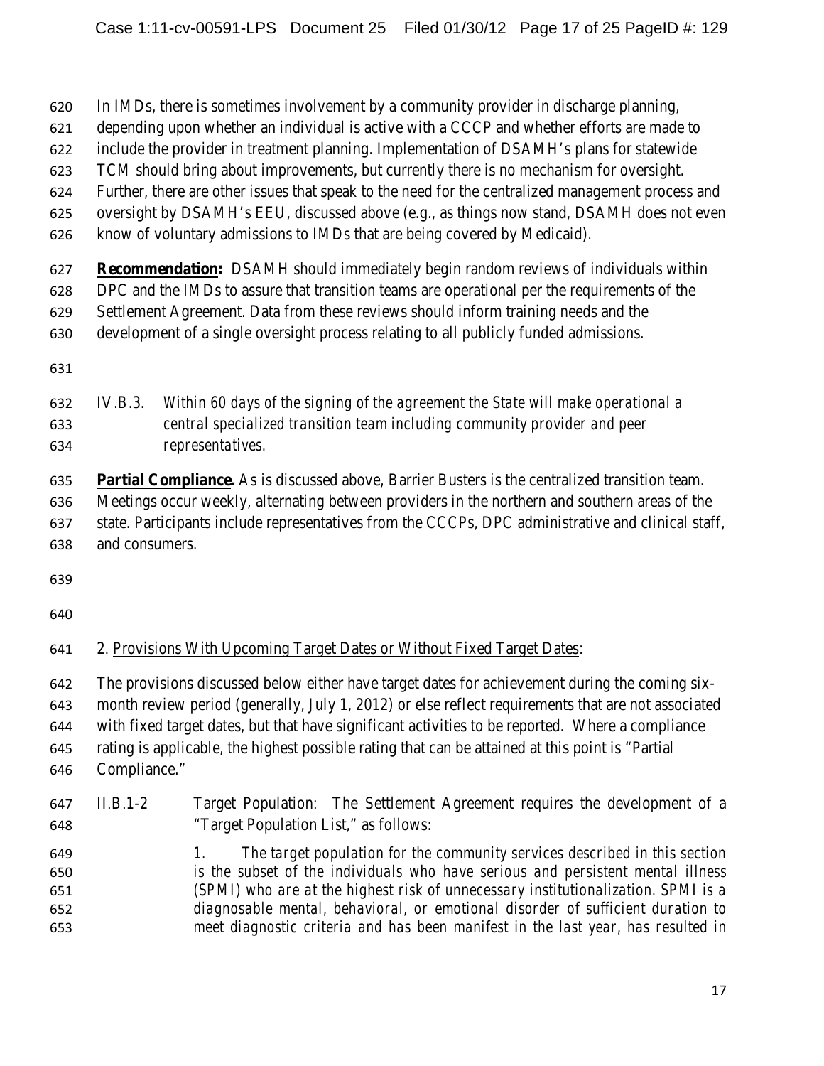In IMDs, there is sometimes involvement by a community provider in discharge planning, depending upon whether an individual is active with a CCCP and whether efforts are made to include the provider in treatment planning. Implementation of DSAMH's plans for statewide TCM should bring about improvements, but currently there is no mechanism for oversight. Further, there are other issues that speak to the need for the centralized management process and oversight by DSAMH's EEU, discussed above (e.g., as things now stand, DSAMH does not even know of voluntary admissions to IMDs that are being covered by Medicaid).

**Recommendation:** DSAMH should immediately begin random reviews of individuals within DPC and the IMDs to assure that transition teams are operational per the requirements of the Settlement Agreement. Data from these reviews should inform training needs and the development of a single oversight process relating to all publicly funded admissions.

IV.B.3. *Within 60 days of the signing of the agreement the State will make operational a central specialized transition team including community provider and peer representatives.*

**Partial Compliance.** As is discussed above, Barrier Busters is the centralized transition team. Meetings occur weekly, alternating between providers in the northern and southern areas of the state. Participants include representatives from the CCCPs, DPC administrative and clinical staff, and consumers.

2. Provisions With Upcoming Target Dates or Without Fixed Target Dates:

The provisions discussed below either have target dates for achievement during the coming six-month review period (generally, July 1, 2012) or else reflect requirements that are not associated with fixed target dates, but that have significant activities to be reported. Where a compliance rating is applicable, the highest possible rating that can be attained at this point is "Partial Compliance."

II.B.1-2 Target Population: The Settlement Agreement requires the development of a "Target Population List," as follows:

1. *The target population for the community services described in this section is the subset of the individuals who have serious and persistent mental illness (SPMI) who are at the highest risk of unnecessary institutionalization. SPMI is a diagnosable mental, behavioral, or emotional disorder of sufficient duration to meet diagnostic criteria and has been manifest in the last year, has resulted in*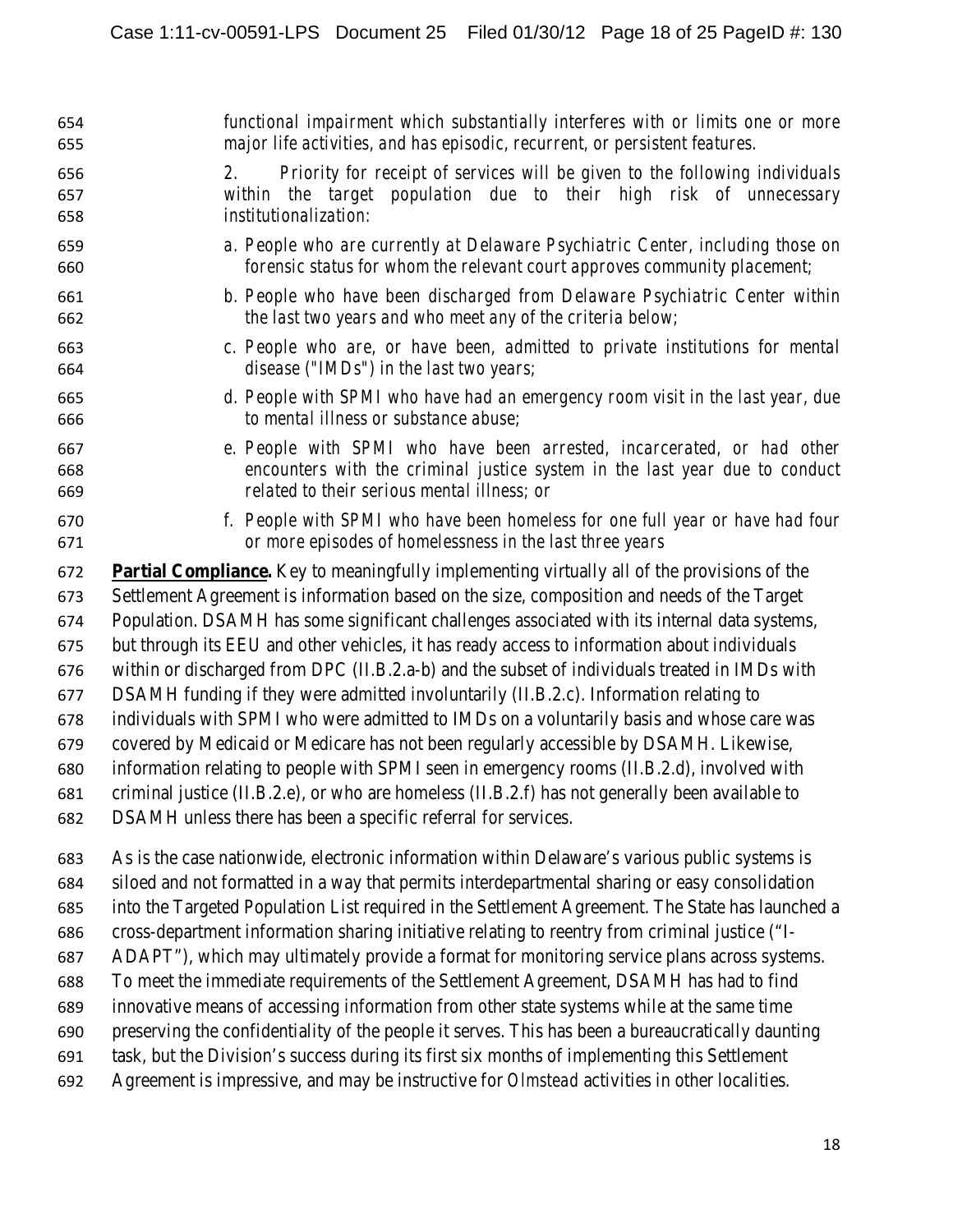*functional impairment which substantially interferes with or limits one or more major life activities, and has episodic, recurrent, or persistent features.*

*2. Priority for receipt of services will be given to the following individuals within the target population due to their high risk of unnecessary institutionalization:*

*a. People who are currently at Delaware Psychiatric Center, including those on forensic status for whom the relevant court approves community placement;*

*b. People who have been discharged from Delaware Psychiatric Center within the last two years and who meet any of the criteria below;*

*c. People who are, or have been, admitted to private institutions for mental disease ("IMDs") in the last two years;*

*d. People with SPMI who have had an emergency room visit in the last year, due to mental illness or substance abuse;*

*e. People with SPMI who have been arrested, incarcerated, or had other encounters with the criminal justice system in the last year due to conduct related to their serious mental illness; or*

*f. People with SPMI who have been homeless for one full year or have had four or more episodes of homelessness in the last three years*

**Partial Compliance.** Key to meaningfully implementing virtually all of the provisions of the Settlement Agreement is information based on the size, composition and needs of the Target Population. DSAMH has some significant challenges associated with its internal data systems, but through its EEU and other vehicles, it has ready access to information about individuals within or discharged from DPC (II.B.2.a-b) and the subset of individuals treated in IMDs with DSAMH funding if they were admitted involuntarily (II.B.2.c). Information relating to individuals with SPMI who were admitted to IMDs on a voluntarily basis and whose care was covered by Medicaid or Medicare has not been regularly accessible by DSAMH. Likewise, information relating to people with SPMI seen in emergency rooms (II.B.2.d), involved with criminal justice (II.B.2.e), or who are homeless (II.B.2.f) has not generally been available to DSAMH unless there has been a specific referral for services.

As is the case nationwide, electronic information within Delaware's various public systems is siloed and not formatted in a way that permits interdepartmental sharing or easy consolidation into the Targeted Population List required in the Settlement Agreement. The State has launched a cross-department information sharing initiative relating to reentry from criminal justice ("I-ADAPT"), which may ultimately provide a format for monitoring service plans across systems. To meet the immediate requirements of the Settlement Agreement, DSAMH has had to find innovative means of accessing information from other state systems while at the same time preserving the confidentiality of the people it serves. This has been a bureaucratically daunting task, but the Division's success during its first six months of implementing this Settlement Agreement is impressive, and may be instructive for *Olmstead* activities in other localities.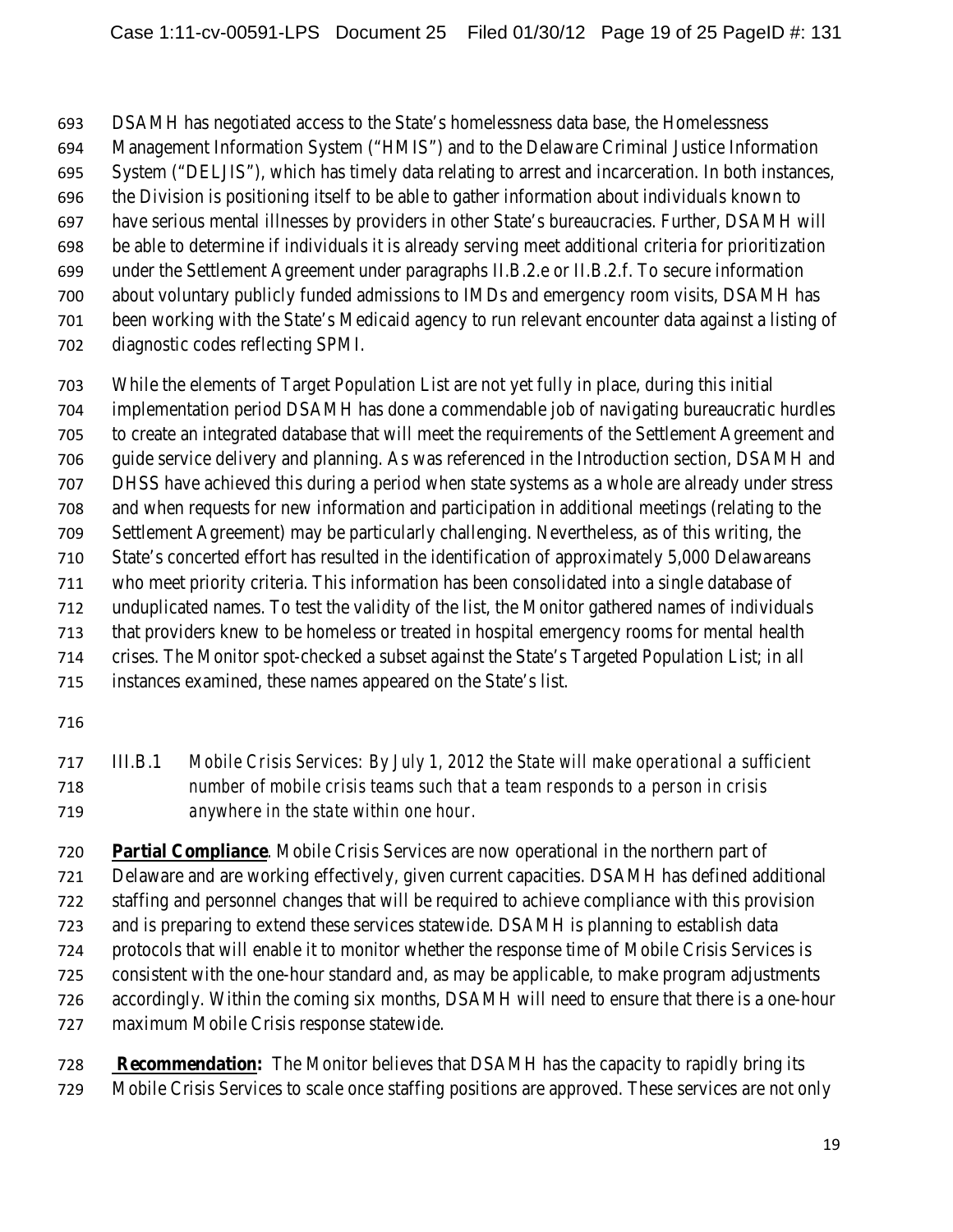DSAMH has negotiated access to the State's homelessness data base, the Homelessness Management Information System ("HMIS") and to the Delaware Criminal Justice Information System ("DELJIS"), which has timely data relating to arrest and incarceration. In both instances, the Division is positioning itself to be able to gather information about individuals known to have serious mental illnesses by providers in other State's bureaucracies. Further, DSAMH will be able to determine if individuals it is already serving meet additional criteria for prioritization under the Settlement Agreement under paragraphs II.B.2.e or II.B.2.f. To secure information about voluntary publicly funded admissions to IMDs and emergency room visits, DSAMH has been working with the State's Medicaid agency to run relevant encounter data against a listing of diagnostic codes reflecting SPMI.

While the elements of Target Population List are not yet fully in place, during this initial implementation period DSAMH has done a commendable job of navigating bureaucratic hurdles to create an integrated database that will meet the requirements of the Settlement Agreement and guide service delivery and planning. As was referenced in the Introduction section, DSAMH and DHSS have achieved this during a period when state systems as a whole are already under stress and when requests for new information and participation in additional meetings (relating to the Settlement Agreement) may be particularly challenging. Nevertheless, as of this writing, the State's concerted effort has resulted in the identification of approximately 5,000 Delawareans who meet priority criteria. This information has been consolidated into a single database of unduplicated names. To test the validity of the list, the Monitor gathered names of individuals that providers knew to be homeless or treated in hospital emergency rooms for mental health crises. The Monitor spot-checked a subset against the State's Targeted Population List; in all instances examined, these names appeared on the State's list.

III.B.1 *Mobile Crisis Services: By July 1, 2012 the State will make operational a sufficient number of mobile crisis teams such that a team responds to a person in crisis anywhere in the state within one hour.*

**Partial Compliance**. Mobile Crisis Services are now operational in the northern part of Delaware and are working effectively, given current capacities. DSAMH has defined additional staffing and personnel changes that will be required to achieve compliance with this provision and is preparing to extend these services statewide. DSAMH is planning to establish data protocols that will enable it to monitor whether the response time of Mobile Crisis Services is consistent with the one-hour standard and, as may be applicable, to make program adjustments accordingly. Within the coming six months, DSAMH will need to ensure that there is a one-hour maximum Mobile Crisis response statewide.

**Recommendation:** The Monitor believes that DSAMH has the capacity to rapidly bring its Mobile Crisis Services to scale once staffing positions are approved. These services are not only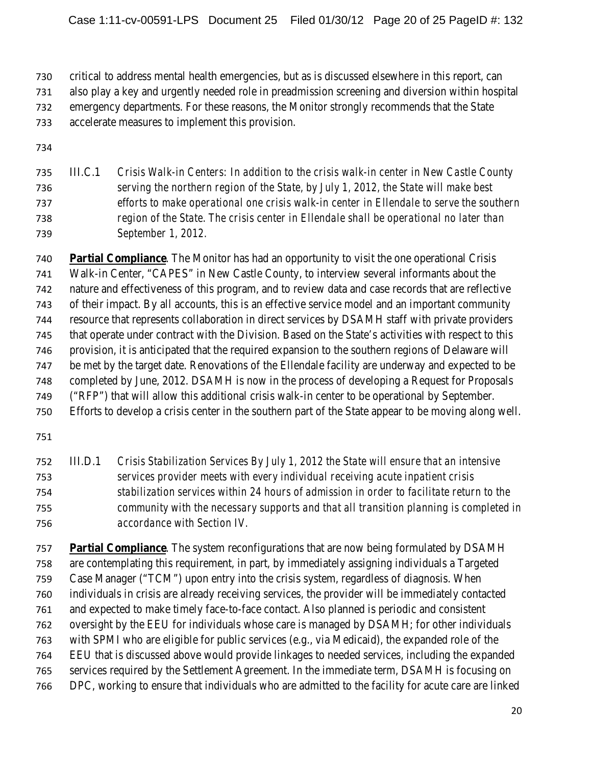critical to address mental health emergencies, but as is discussed elsewhere in this report, can also play a key and urgently needed role in preadmission screening and diversion within hospital emergency departments. For these reasons, the Monitor strongly recommends that the State accelerate measures to implement this provision.

III.C.1 *Crisis Walk-in Centers: In addition to the crisis walk-in center in New Castle County serving the northern region of the State, by July 1, 2012, the State will make best efforts to make operational one crisis walk-in center in Ellendale to serve the southern region of the State. The crisis center in Ellendale shall be operational no later than September 1, 2012.*

**Partial Compliance**. The Monitor has had an opportunity to visit the one operational Crisis Walk-in Center, "CAPES" in New Castle County, to interview several informants about the nature and effectiveness of this program, and to review data and case records that are reflective of their impact. By all accounts, this is an effective service model and an important community resource that represents collaboration in direct services by DSAMH staff with private providers that operate under contract with the Division. Based on the State's activities with respect to this provision, it is anticipated that the required expansion to the southern regions of Delaware will be met by the target date. Renovations of the Ellendale facility are underway and expected to be completed by June, 2012. DSAMH is now in the process of developing a Request for Proposals ("RFP") that will allow this additional crisis walk-in center to be operational by September. Efforts to develop a crisis center in the southern part of the State appear to be moving along well.

III.D.1 *Crisis Stabilization Services By July 1, 2012 the State will ensure that an intensive services provider meets with every individual receiving acute inpatient crisis stabilization services within 24 hours of admission in order to facilitate return to the community with the necessary supports and that all transition planning is completed in accordance with Section IV.*

**Partial Compliance**. The system reconfigurations that are now being formulated by DSAMH are contemplating this requirement, in part, by immediately assigning individuals a Targeted Case Manager ("TCM") upon entry into the crisis system, regardless of diagnosis. When individuals in crisis are already receiving services, the provider will be immediately contacted and expected to make timely face-to-face contact. Also planned is periodic and consistent oversight by the EEU for individuals whose care is managed by DSAMH; for other individuals with SPMI who are eligible for public services (e.g., via Medicaid), the expanded role of the EEU that is discussed above would provide linkages to needed services, including the expanded services required by the Settlement Agreement. In the immediate term, DSAMH is focusing on DPC, working to ensure that individuals who are admitted to the facility for acute care are linked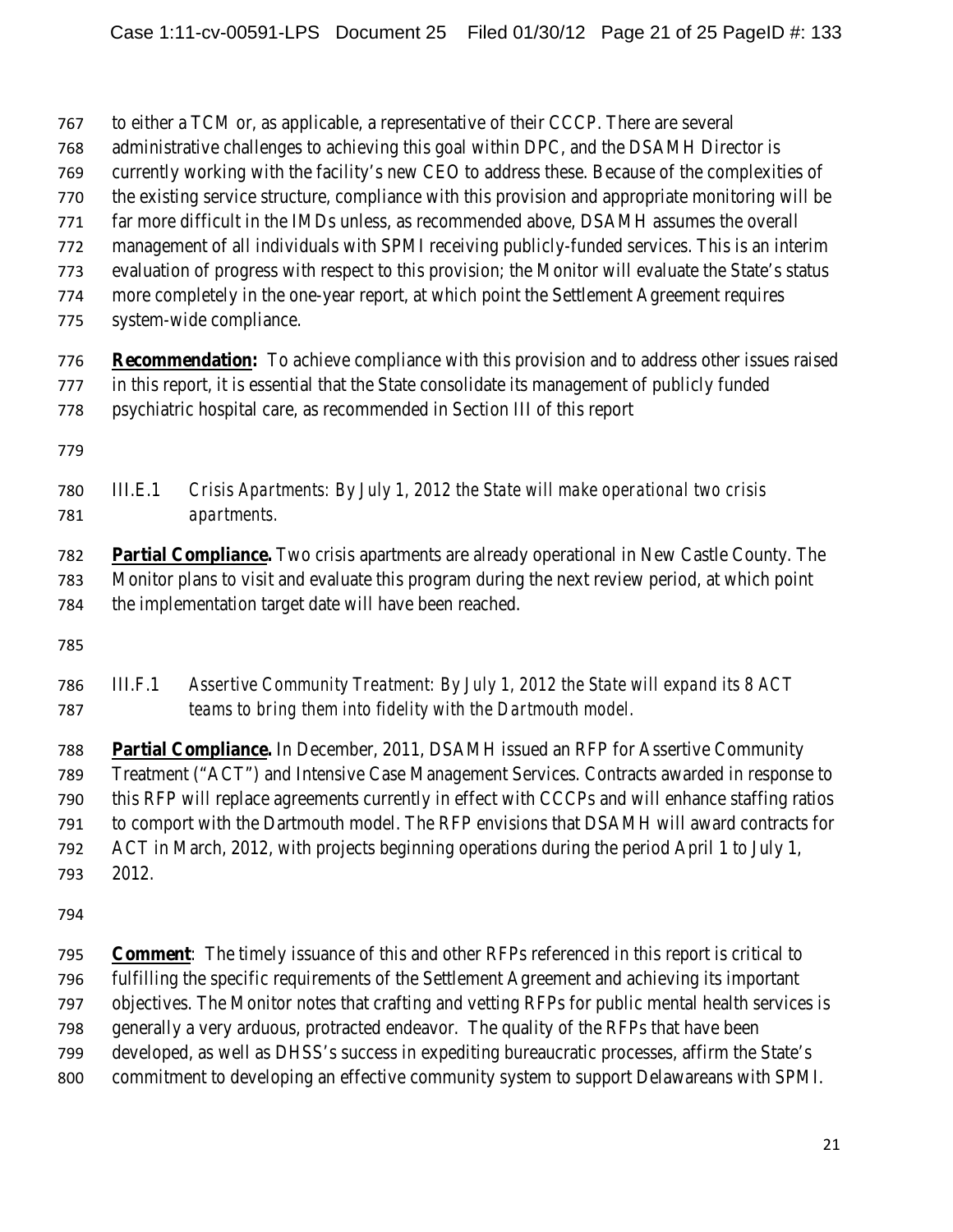to either a TCM or, as applicable, a representative of their CCCP. There are several administrative challenges to achieving this goal within DPC, and the DSAMH Director is currently working with the facility's new CEO to address these. Because of the complexities of the existing service structure, compliance with this provision and appropriate monitoring will be far more difficult in the IMDs unless, as recommended above, DSAMH assumes the overall management of all individuals with SPMI receiving publicly-funded services. This is an interim evaluation of progress with respect to this provision; the Monitor will evaluate the State's status more completely in the one-year report, at which point the Settlement Agreement requires system-wide compliance.

**Recommendation:** To achieve compliance with this provision and to address other issues raised in this report, it is essential that the State consolidate its management of publicly funded psychiatric hospital care, as recommended in Section III of this report

III.E.1 *Crisis Apartments: By July 1, 2012 the State will make operational two crisis apartments.*

**Partial Compliance.** Two crisis apartments are already operational in New Castle County. The Monitor plans to visit and evaluate this program during the next review period, at which point the implementation target date will have been reached.

III.F.1 *Assertive Community Treatment: By July 1, 2012 the State will expand its 8 ACT teams to bring them into fidelity with the Dartmouth model.*

**Partial Compliance.** In December, 2011, DSAMH issued an RFP for Assertive Community Treatment ("ACT") and Intensive Case Management Services. Contracts awarded in response to this RFP will replace agreements currently in effect with CCCPs and will enhance staffing ratios to comport with the Dartmouth model. The RFP envisions that DSAMH will award contracts for ACT in March, 2012, with projects beginning operations during the period April 1 to July 1, 2012.

**Comment**: The timely issuance of this and other RFPs referenced in this report is critical to fulfilling the specific requirements of the Settlement Agreement and achieving its important objectives. The Monitor notes that crafting and vetting RFPs for public mental health services is generally a very arduous, protracted endeavor. The quality of the RFPs that have been developed, as well as DHSS's success in expediting bureaucratic processes, affirm the State's commitment to developing an effective community system to support Delawareans with SPMI.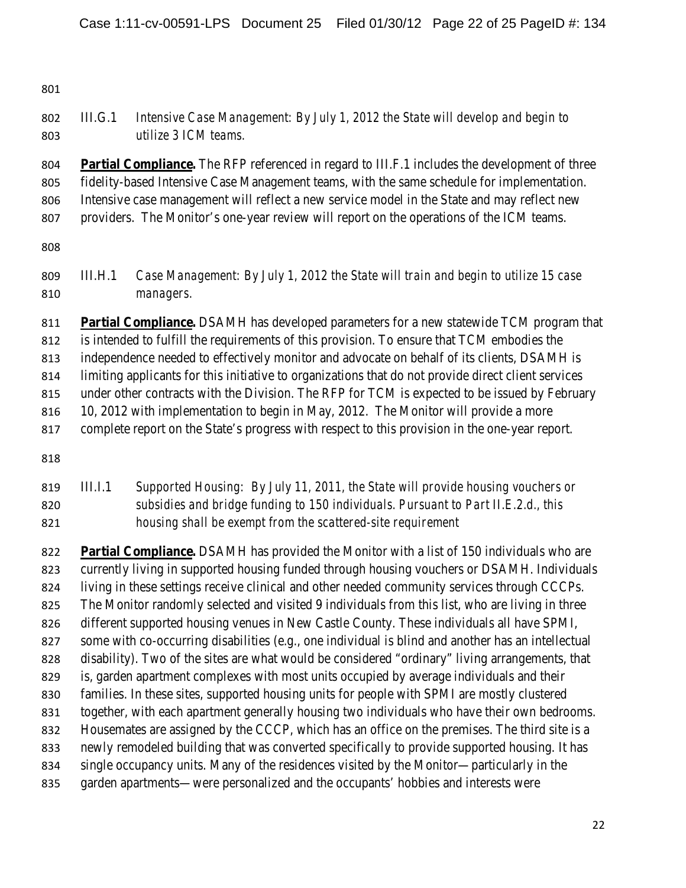III.G.1 *Intensive Case Management: By July 1, 2012 the State will develop and begin to utilize 3 ICM teams.*

**Partial Compliance.** The RFP referenced in regard to III.F.1 includes the development of three fidelity-based Intensive Case Management teams, with the same schedule for implementation. Intensive case management will reflect a new service model in the State and may reflect new providers. The Monitor's one-year review will report on the operations of the ICM teams.

III.H.1 *Case Management: By July 1, 2012 the State will train and begin to utilize 15 case managers.*

**Partial Compliance.** DSAMH has developed parameters for a new statewide TCM program that is intended to fulfill the requirements of this provision. To ensure that TCM embodies the independence needed to effectively monitor and advocate on behalf of its clients, DSAMH is limiting applicants for this initiative to organizations that do not provide direct client services under other contracts with the Division. The RFP for TCM is expected to be issued by February 10, 2012 with implementation to begin in May, 2012. The Monitor will provide a more complete report on the State's progress with respect to this provision in the one-year report.

III.I.1 *Supported Housing: By July 11, 2011, the State will provide housing vouchers or subsidies and bridge funding to 150 individuals. Pursuant to Part II.E.2.d., this housing shall be exempt from the scattered-site requirement*

**Partial Compliance.** DSAMH has provided the Monitor with a list of 150 individuals who are currently living in supported housing funded through housing vouchers or DSAMH. Individuals living in these settings receive clinical and other needed community services through CCCPs. The Monitor randomly selected and visited 9 individuals from this list, who are living in three different supported housing venues in New Castle County. These individuals all have SPMI, some with co-occurring disabilities (e.g., one individual is blind and another has an intellectual disability). Two of the sites are what would be considered "ordinary" living arrangements, that is, garden apartment complexes with most units occupied by average individuals and their families. In these sites, supported housing units for people with SPMI are mostly clustered together, with each apartment generally housing two individuals who have their own bedrooms. Housemates are assigned by the CCCP, which has an office on the premises. The third site is a newly remodeled building that was converted specifically to provide supported housing. It has single occupancy units. Many of the residences visited by the Monitor—particularly in the garden apartments—were personalized and the occupants' hobbies and interests were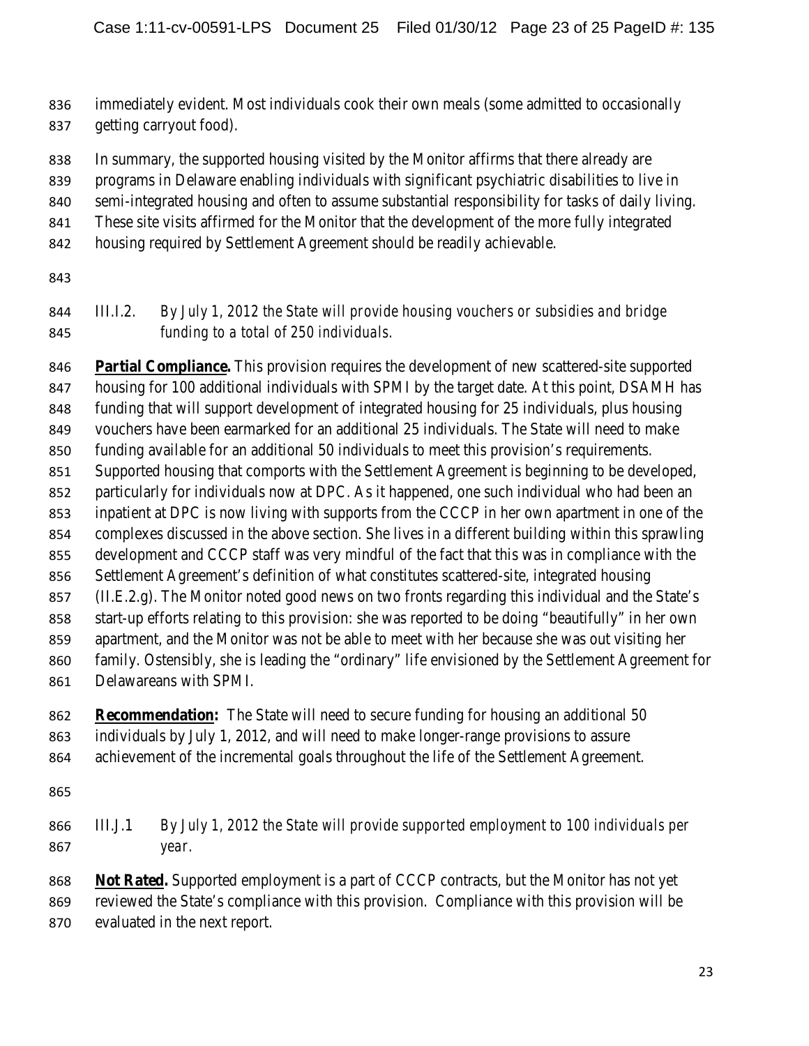immediately evident. Most individuals cook their own meals (some admitted to occasionally getting carryout food).

In summary, the supported housing visited by the Monitor affirms that there already are programs in Delaware enabling individuals with significant psychiatric disabilities to live in semi-integrated housing and often to assume substantial responsibility for tasks of daily living. These site visits affirmed for the Monitor that the development of the more fully integrated housing required by Settlement Agreement should be readily achievable.

III.I.2. *By July 1, 2012 the State will provide housing vouchers or subsidies and bridge funding to a total of 250 individuals.*

**Partial Compliance.** This provision requires the development of new scattered-site supported housing for 100 additional individuals with SPMI by the target date. At this point, DSAMH has funding that will support development of integrated housing for 25 individuals, plus housing vouchers have been earmarked for an additional 25 individuals. The State will need to make funding available for an additional 50 individuals to meet this provision's requirements. Supported housing that comports with the Settlement Agreement is beginning to be developed, particularly for individuals now at DPC. As it happened, one such individual who had been an inpatient at DPC is now living with supports from the CCCP in her own apartment in one of the complexes discussed in the above section. She lives in a different building within this sprawling development and CCCP staff was very mindful of the fact that this was in compliance with the Settlement Agreement's definition of what constitutes scattered-site, integrated housing (II.E.2.g). The Monitor noted good news on two fronts regarding this individual and the State's start-up efforts relating to this provision: she was reported to be doing "beautifully" in her own apartment, and the Monitor was not be able to meet with her because she was out visiting her family. Ostensibly, she is leading the "ordinary" life envisioned by the Settlement Agreement for Delawareans with SPMI.

**Recommendation:** The State will need to secure funding for housing an additional 50 individuals by July 1, 2012, and will need to make longer-range provisions to assure achievement of the incremental goals throughout the life of the Settlement Agreement.

III.J.1 *By July 1, 2012 the State will provide supported employment to 100 individuals per year.*

**Not Rated.** Supported employment is a part of CCCP contracts, but the Monitor has not yet reviewed the State's compliance with this provision. Compliance with this provision will be evaluated in the next report.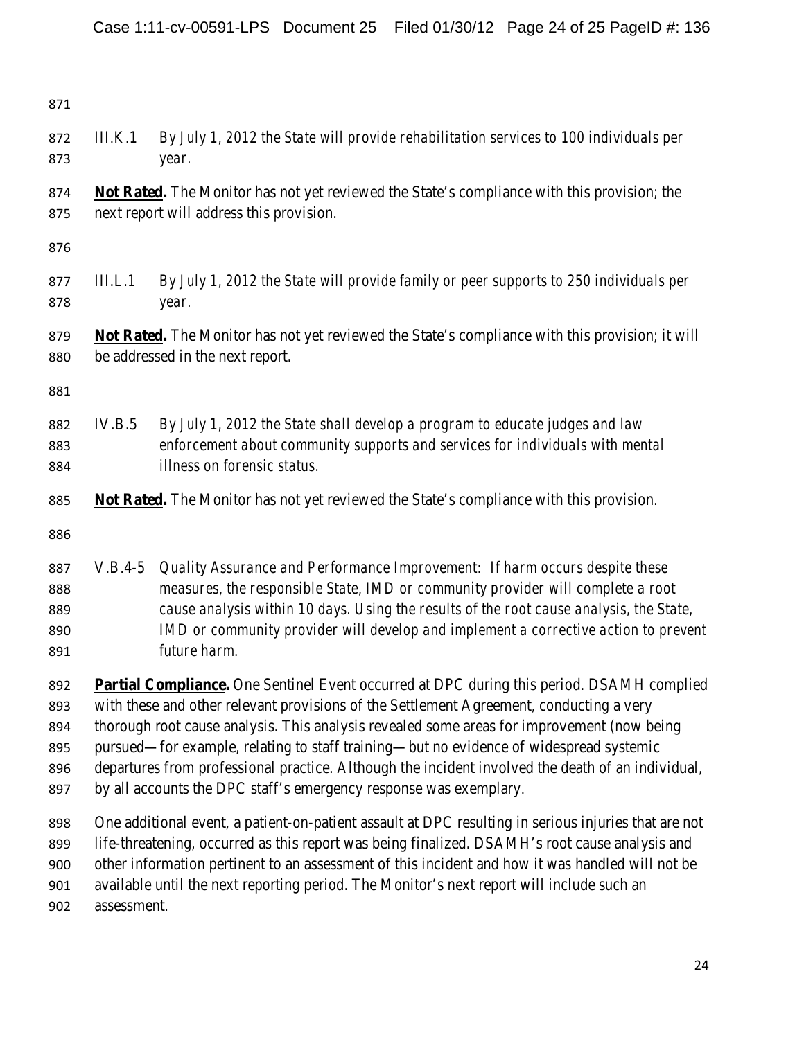III.K.1 *By July 1, 2012 the State will provide rehabilitation services to 100 individuals per year.*

**Not Rated.** The Monitor has not yet reviewed the State's compliance with this provision; the next report will address this provision.

III.L.1 *By July 1, 2012 the State will provide family or peer supports to 250 individuals per year.*

**Not Rated.** The Monitor has not yet reviewed the State's compliance with this provision; it will be addressed in the next report.

IV.B.5 *By July 1, 2012 the State shall develop a program to educate judges and law enforcement about community supports and services for individuals with mental illness on forensic status.*

**Not Rated.** The Monitor has not yet reviewed the State's compliance with this provision.

V.B.4-5 *Quality Assurance and Performance Improvement: If harm occurs despite these measures, the responsible State, IMD or community provider will complete a root cause analysis within 10 days. Using the results of the root cause analysis, the State, IMD or community provider will develop and implement a corrective action to prevent future harm.*

**Partial Compliance.** One Sentinel Event occurred at DPC during this period. DSAMH complied with these and other relevant provisions of the Settlement Agreement, conducting a very thorough root cause analysis. This analysis revealed some areas for improvement (now being pursued—for example, relating to staff training—but no evidence of widespread systemic departures from professional practice. Although the incident involved the death of an individual, by all accounts the DPC staff's emergency response was exemplary.

One additional event, a patient-on-patient assault at DPC resulting in serious injuries that are not life-threatening, occurred as this report was being finalized. DSAMH's root cause analysis and other information pertinent to an assessment of this incident and how it was handled will not be available until the next reporting period. The Monitor's next report will include such an assessment.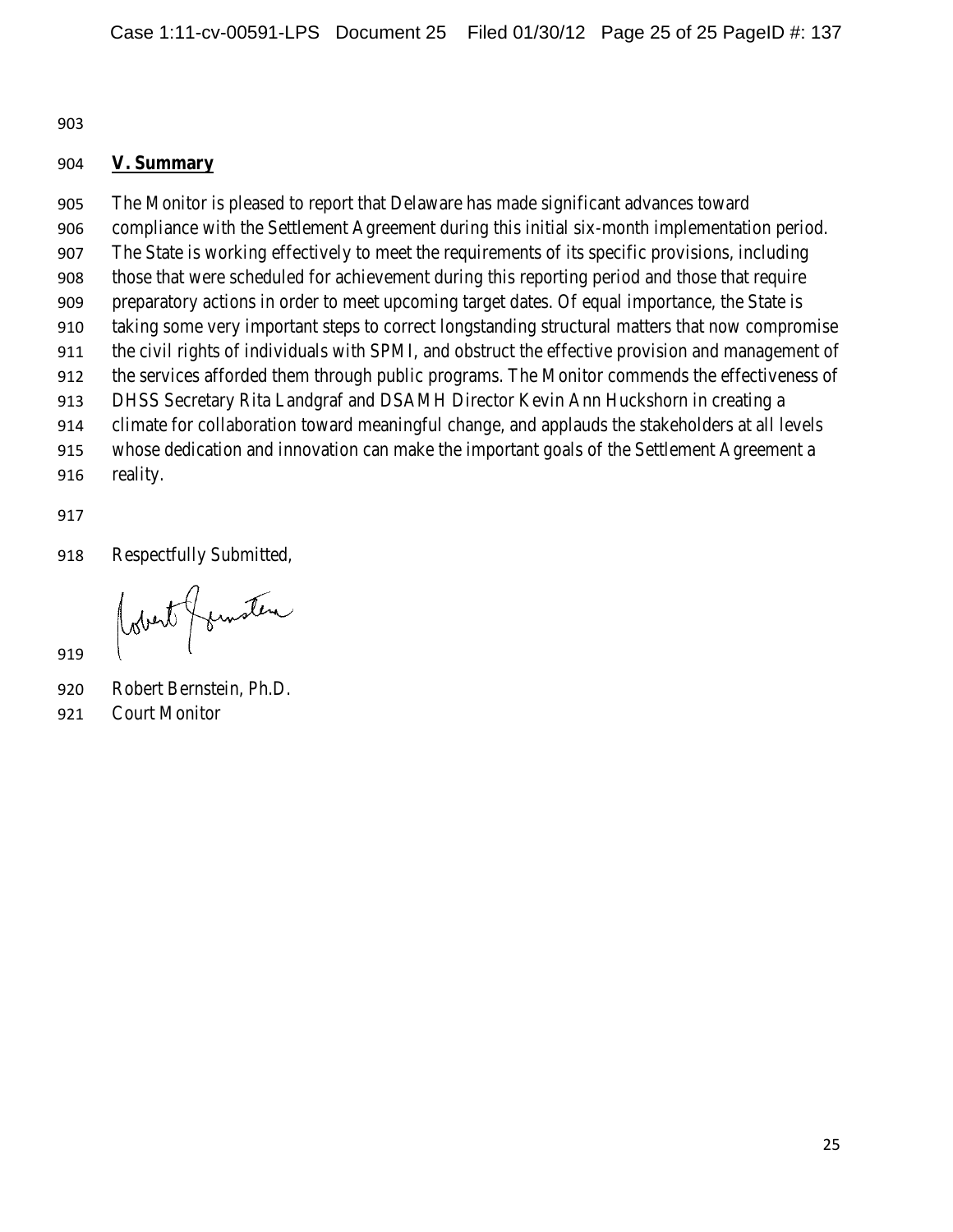## V. Summary

The Monitor is pleased to report that Delaware has made significant advances toward compliance with the Settlement Agreement during this initial six-month implementation period. The State is working effectively to meet the requirements of its specific provisions, including those that were scheduled for achievement during this reporting period and those that require preparatory actions in order to meet upcoming target dates. Of equal importance, the State is taking some very important steps to correct longstanding structural matters that now compromise the civil rights of individuals with SPMI, and obstruct the effective provision and management of the services afforded them through public programs. The Monitor commends the effectiveness of DHSS Secretary Rita Landgraf and DSAMH Director Kevin Ann Huckshorn in creating a climate for collaboration toward meaningful change, and applauds the stakeholders at all levels whose dedication and innovation can make the important goals of the Settlement Agreement a reality.

Respectfully Submitted,

Robert Bernstein, Ph.D.
Court Monitor